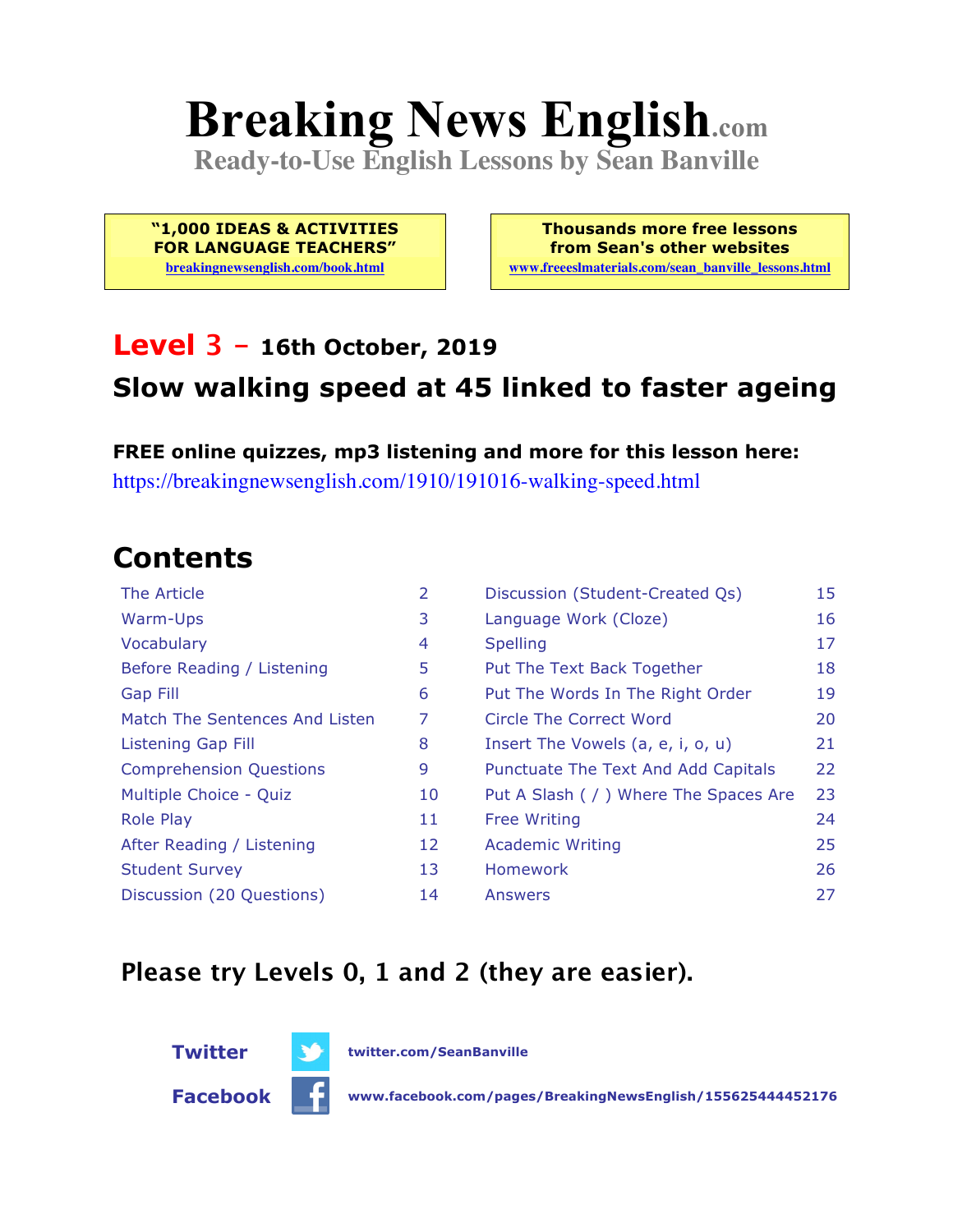# Breaking News English.com

**Ready-to-Use English Lessons by Sean Banville**

**"1,000 IDEAS & ACTIVITIES FOR LANGUAGE TEACHERS"**
breakingnewsenglish.com/book.html

**Thousands more free lessons from Sean's other websites**
www.freeeslmaterials.com/sean_banville_lessons.html

## Level 3 – 16th October, 2019

## Slow walking speed at 45 linked to faster ageing

**FREE online quizzes, mp3 listening and more for this lesson here:**
https://breakingnewsenglish.com/1910/191016-walking-speed.html

## Contents

| | | | |
|---|---|---|---|
| The Article | 2 | Discussion (Student-Created Qs) | 15 |
| Warm-Ups | 3 | Language Work (Cloze) | 16 |
| Vocabulary | 4 | Spelling | 17 |
| Before Reading / Listening | 5 | Put The Text Back Together | 18 |
| Gap Fill | 6 | Put The Words In The Right Order | 19 |
| Match The Sentences And Listen | 7 | Circle The Correct Word | 20 |
| Listening Gap Fill | 8 | Insert The Vowels (a, e, i, o, u) | 21 |
| Comprehension Questions | 9 | Punctuate The Text And Add Capitals | 22 |
| Multiple Choice - Quiz | 10 | Put A Slash ( / ) Where The Spaces Are | 23 |
| Role Play | 11 | Free Writing | 24 |
| After Reading / Listening | 12 | Academic Writing | 25 |
| Student Survey | 13 | Homework | 26 |
| Discussion (20 Questions) | 14 | Answers | 27 |

### Please try Levels 0, 1 and 2 (they are easier).

**Twitter** twitter.com/SeanBanville

**Facebook** www.facebook.com/pages/BreakingNewsEnglish/155625444452176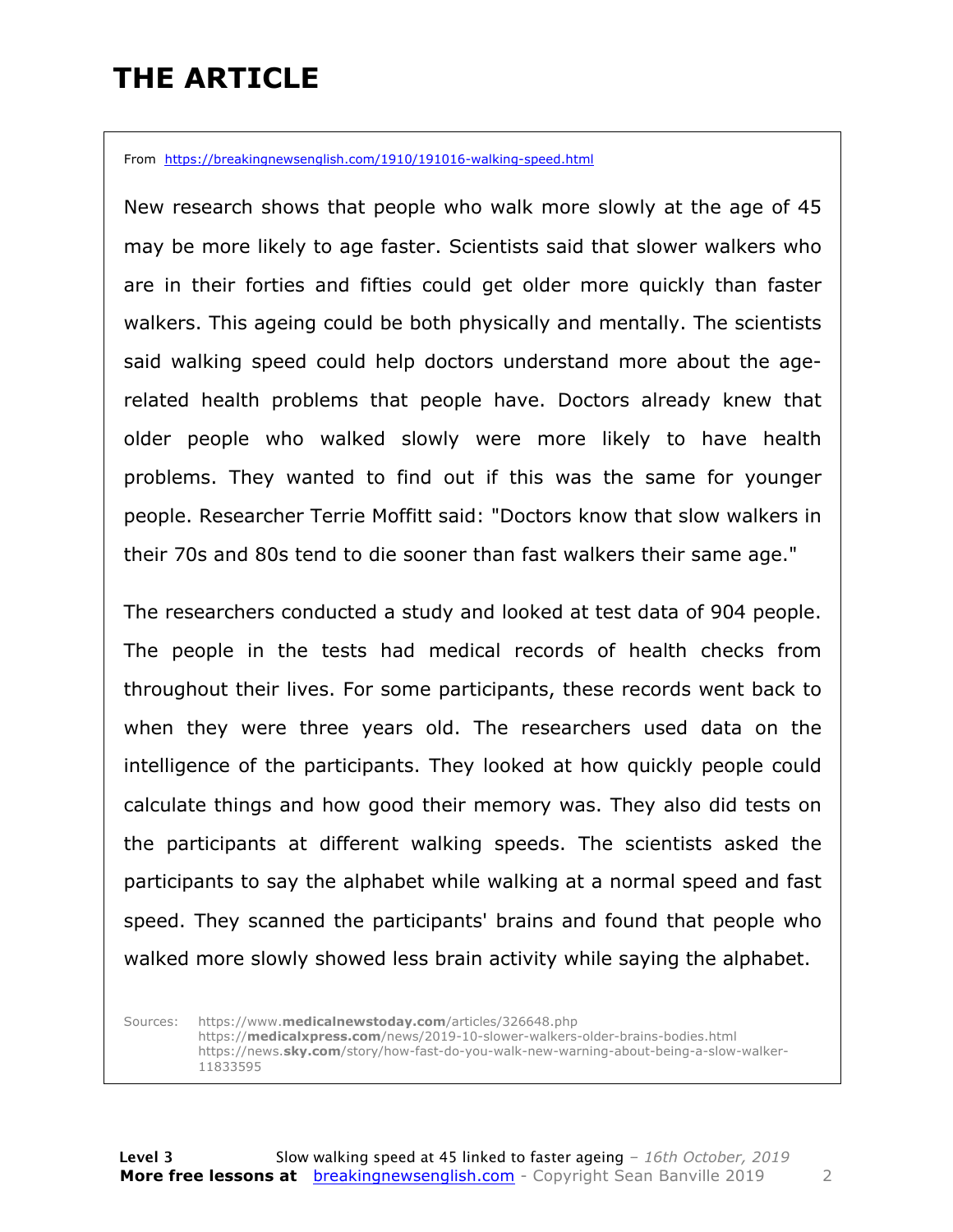# THE ARTICLE

From https://breakingnewsenglish.com/1910/191016-walking-speed.html

New research shows that people who walk more slowly at the age of 45 may be more likely to age faster. Scientists said that slower walkers who are in their forties and fifties could get older more quickly than faster walkers. This ageing could be both physically and mentally. The scientists said walking speed could help doctors understand more about the age-related health problems that people have. Doctors already knew that older people who walked slowly were more likely to have health problems. They wanted to find out if this was the same for younger people. Researcher Terrie Moffitt said: "Doctors know that slow walkers in their 70s and 80s tend to die sooner than fast walkers their same age."

The researchers conducted a study and looked at test data of 904 people. The people in the tests had medical records of health checks from throughout their lives. For some participants, these records went back to when they were three years old. The researchers used data on the intelligence of the participants. They looked at how quickly people could calculate things and how good their memory was. They also did tests on the participants at different walking speeds. The scientists asked the participants to say the alphabet while walking at a normal speed and fast speed. They scanned the participants' brains and found that people who walked more slowly showed less brain activity while saying the alphabet.

Sources: https://www.medicalnewstoday.com/articles/326648.php
https://medicalxpress.com/news/2019-10-slower-walkers-older-brains-bodies.html
https://news.sky.com/story/how-fast-do-you-walk-new-warning-about-being-a-slow-walker-11833595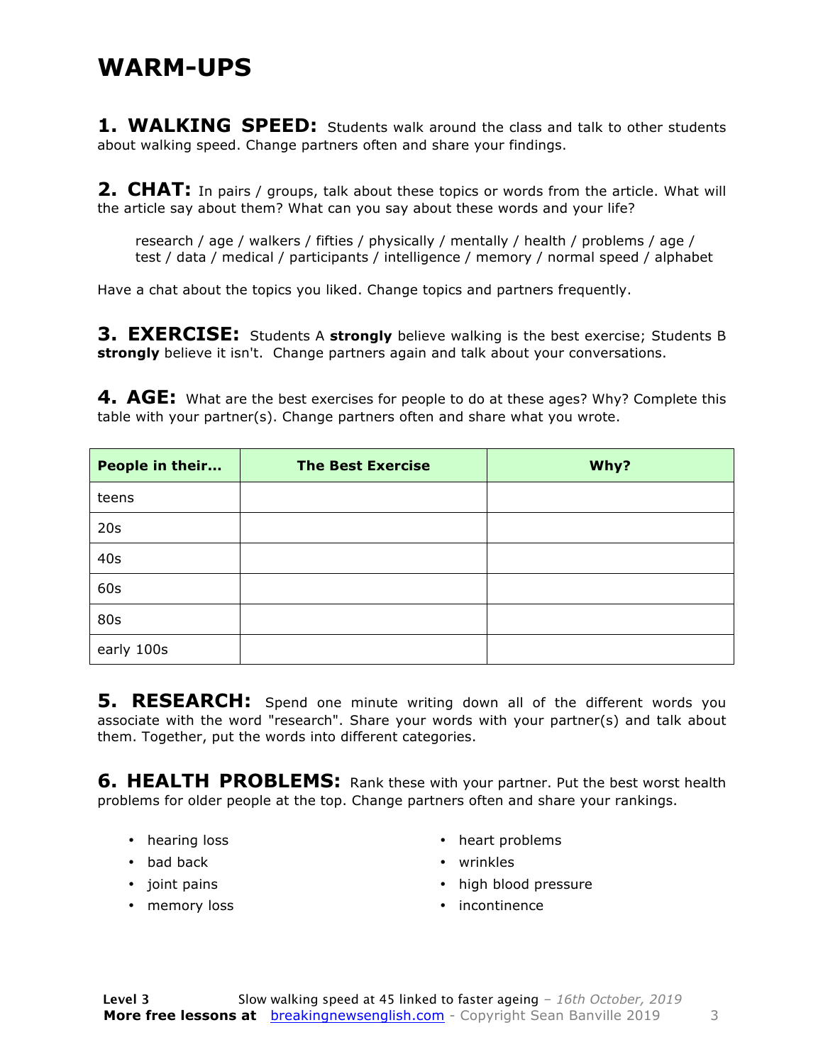# WARM-UPS

**1. WALKING SPEED:** Students walk around the class and talk to other students about walking speed. Change partners often and share your findings.

**2. CHAT:** In pairs / groups, talk about these topics or words from the article. What will the article say about them? What can you say about these words and your life?

> research / age / walkers / fifties / physically / mentally / health / problems / age / test / data / medical / participants / intelligence / memory / normal speed / alphabet

Have a chat about the topics you liked. Change topics and partners frequently.

**3. EXERCISE:** Students A **strongly** believe walking is the best exercise; Students B **strongly** believe it isn't. Change partners again and talk about your conversations.

**4. AGE:** What are the best exercises for people to do at these ages? Why? Complete this table with your partner(s). Change partners often and share what you wrote.

| People in their... | The Best Exercise | Why? |
|---|---|---|
| teens | | |
| 20s | | |
| 40s | | |
| 60s | | |
| 80s | | |
| early 100s | | |

**5. RESEARCH:** Spend one minute writing down all of the different words you associate with the word "research". Share your words with your partner(s) and talk about them. Together, put the words into different categories.

**6. HEALTH PROBLEMS:** Rank these with your partner. Put the best worst health problems for older people at the top. Change partners often and share your rankings.

- hearing loss
- bad back
- joint pains
- memory loss
- heart problems
- wrinkles
- high blood pressure
- incontinence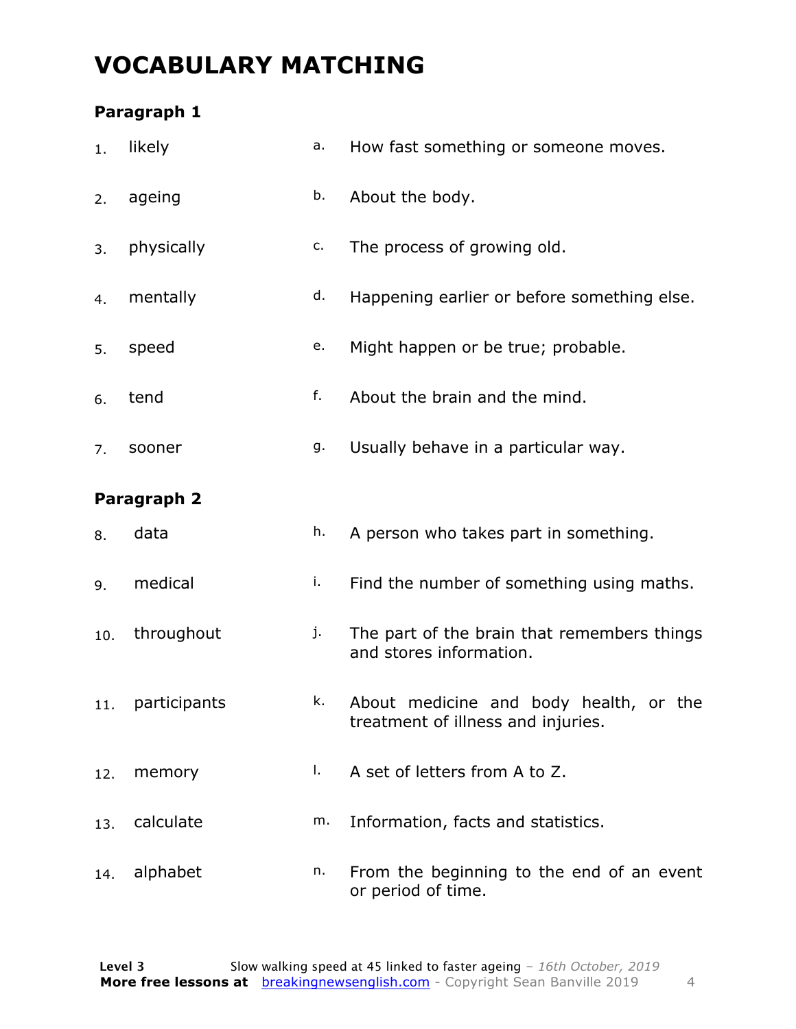# VOCABULARY MATCHING

### Paragraph 1

| | | | |
|---|---|---|---|
| 1. | likely | a. | How fast something or someone moves. |
| 2. | ageing | b. | About the body. |
| 3. | physically | c. | The process of growing old. |
| 4. | mentally | d. | Happening earlier or before something else. |
| 5. | speed | e. | Might happen or be true; probable. |
| 6. | tend | f. | About the brain and the mind. |
| 7. | sooner | g. | Usually behave in a particular way. |

### Paragraph 2

| | | | |
|---|---|---|---|
| 8. | data | h. | A person who takes part in something. |
| 9. | medical | i. | Find the number of something using maths. |
| 10. | throughout | j. | The part of the brain that remembers things and stores information. |
| 11. | participants | k. | About medicine and body health, or the treatment of illness and injuries. |
| 12. | memory | l. | A set of letters from A to Z. |
| 13. | calculate | m. | Information, facts and statistics. |
| 14. | alphabet | n. | From the beginning to the end of an event or period of time. |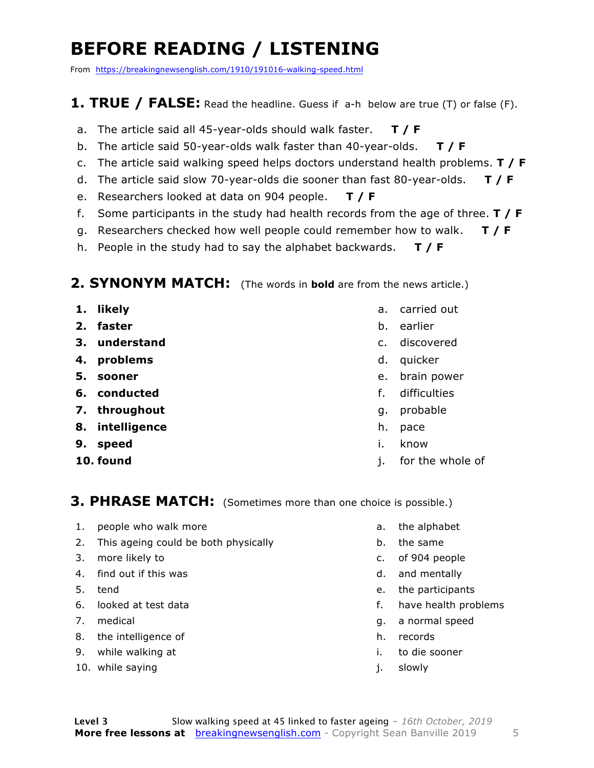# BEFORE READING / LISTENING

From https://breakingnewsenglish.com/1910/191016-walking-speed.html

## 1. TRUE / FALSE: Read the headline. Guess if a-h below are true (T) or false (F).

a. The article said all 45-year-olds should walk faster. **T / F**
b. The article said 50-year-olds walk faster than 40-year-olds. **T / F**
c. The article said walking speed helps doctors understand health problems. **T / F**
d. The article said slow 70-year-olds die sooner than fast 80-year-olds. **T / F**
e. Researchers looked at data on 904 people. **T / F**
f. Some participants in the study had health records from the age of three. **T / F**
g. Researchers checked how well people could remember how to walk. **T / F**
h. People in the study had to say the alphabet backwards. **T / F**

## 2. SYNONYM MATCH: (The words in **bold** are from the news article.)

1. **likely**
2. **faster**
3. **understand**
4. **problems**
5. **sooner**
6. **conducted**
7. **throughout**
8. **intelligence**
9. **speed**
10. **found**

a. carried out
b. earlier
c. discovered
d. quicker
e. brain power
f. difficulties
g. probable
h. pace
i. know
j. for the whole of

## 3. PHRASE MATCH: (Sometimes more than one choice is possible.)

1. people who walk more
2. This ageing could be both physically
3. more likely to
4. find out if this was
5. tend
6. looked at test data
7. medical
8. the intelligence of
9. while walking at
10. while saying

a. the alphabet
b. the same
c. of 904 people
d. and mentally
e. the participants
f. have health problems
g. a normal speed
h. records
i. to die sooner
j. slowly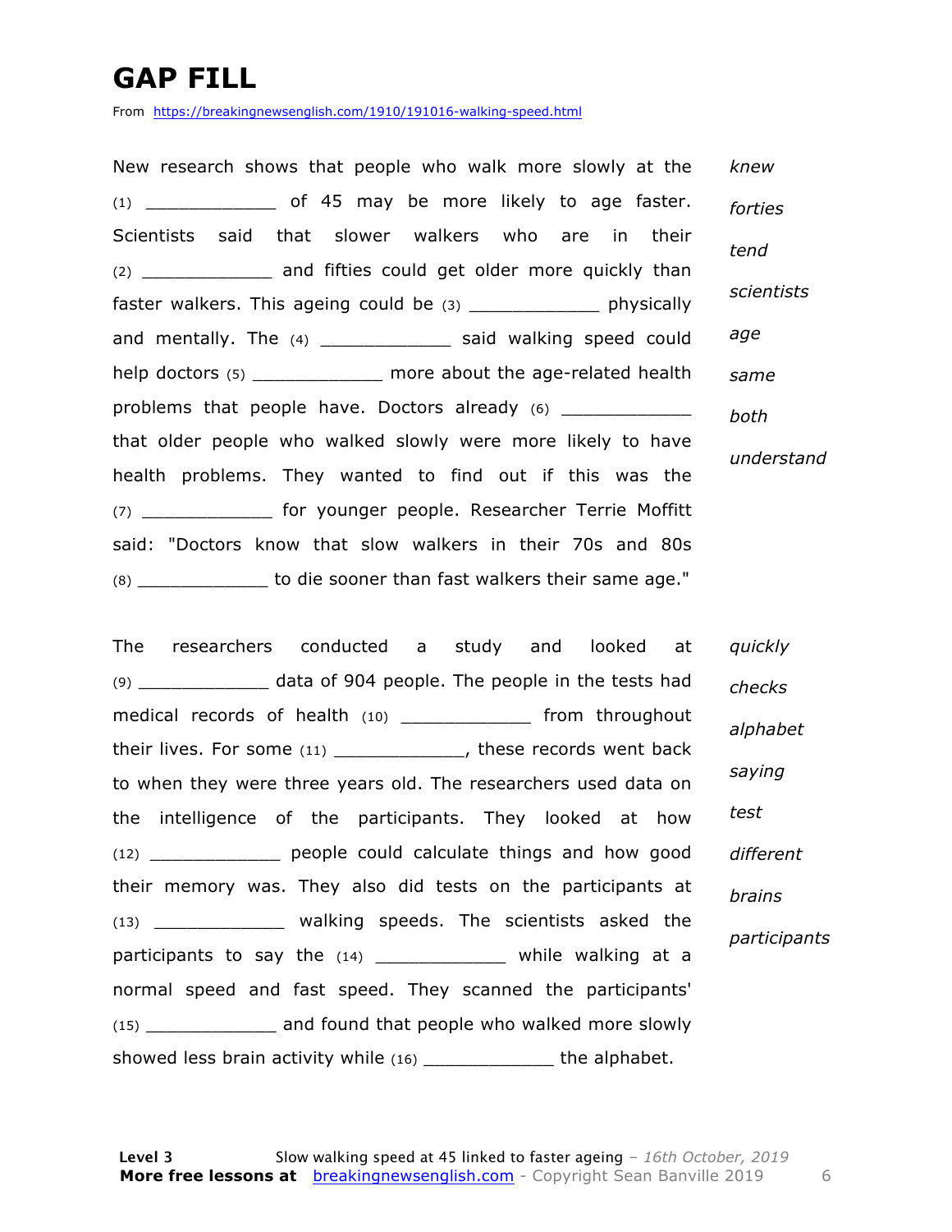# GAP FILL

From https://breakingnewsenglish.com/1910/191016-walking-speed.html

New research shows that people who walk more slowly at the (1) ____________ of 45 may be more likely to age faster. Scientists said that slower walkers who are in their (2) ____________ and fifties could get older more quickly than faster walkers. This ageing could be (3) ____________ physically and mentally. The (4) ____________ said walking speed could help doctors (5) ____________ more about the age-related health problems that people have. Doctors already (6) ____________ that older people who walked slowly were more likely to have health problems. They wanted to find out if this was the (7) ____________ for younger people. Researcher Terrie Moffitt said: "Doctors know that slow walkers in their 70s and 80s (8) ____________ to die sooner than fast walkers their same age."

*knew*
*forties*
*tend*
*scientists*
*age*
*same*
*both*
*understand*

The researchers conducted a study and looked at (9) ____________ data of 904 people. The people in the tests had medical records of health (10) ____________ from throughout their lives. For some (11) ____________, these records went back to when they were three years old. The researchers used data on the intelligence of the participants. They looked at how (12) ____________ people could calculate things and how good their memory was. They also did tests on the participants at (13) ____________ walking speeds. The scientists asked the participants to say the (14) ____________ while walking at a normal speed and fast speed. They scanned the participants' (15) ____________ and found that people who walked more slowly showed less brain activity while (16) ____________ the alphabet.

*quickly*
*checks*
*alphabet*
*saying*
*test*
*different*
*brains*
*participants*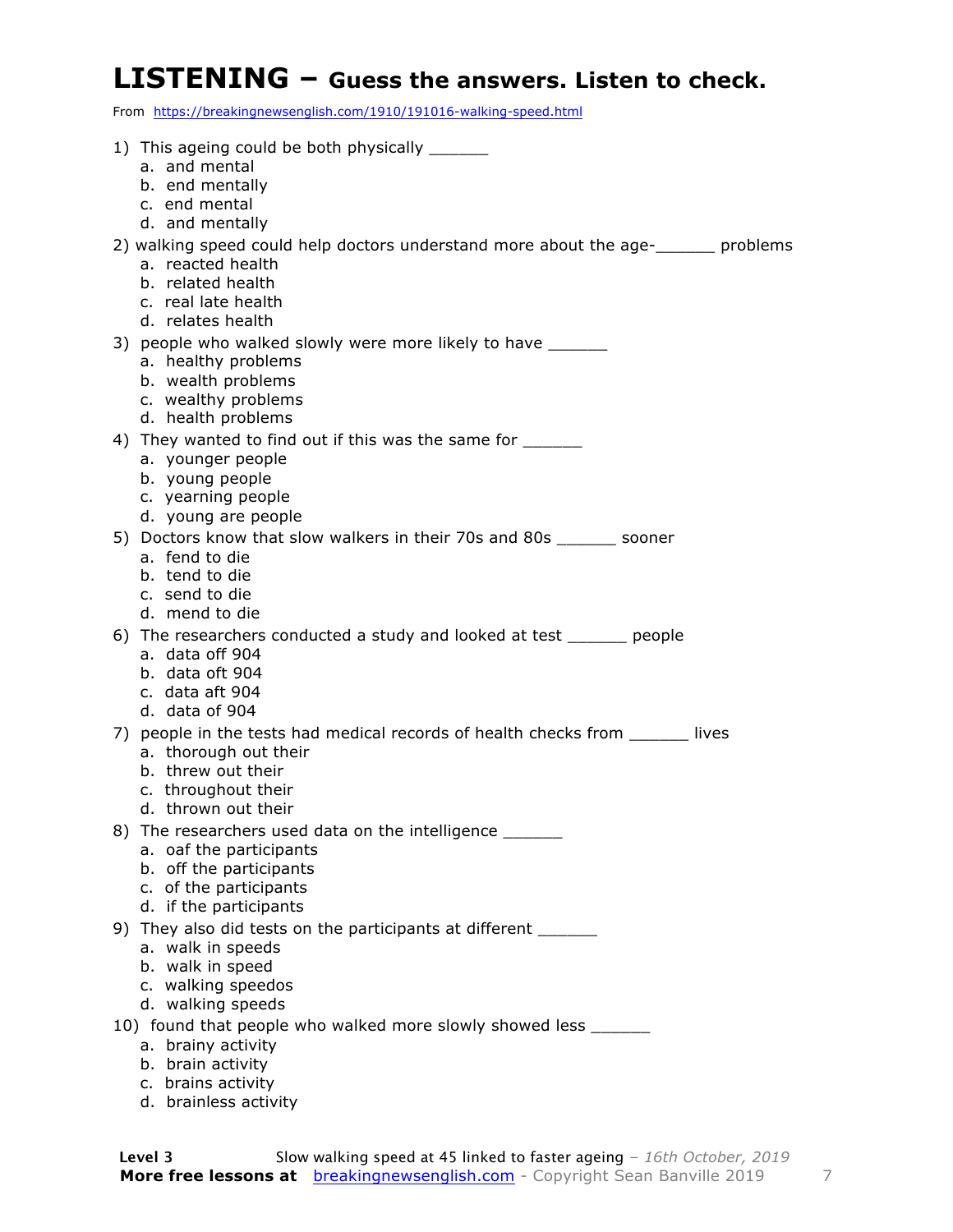# LISTENING – Guess the answers. Listen to check.

From https://breakingnewsenglish.com/1910/191016-walking-speed.html

1) This ageing could be both physically ______
   a. and mental
   b. end mentally
   c. end mental
   d. and mentally

2) walking speed could help doctors understand more about the age-______ problems
   a. reacted health
   b. related health
   c. real late health
   d. relates health

3) people who walked slowly were more likely to have ______
   a. healthy problems
   b. wealth problems
   c. wealthy problems
   d. health problems

4) They wanted to find out if this was the same for ______
   a. younger people
   b. young people
   c. yearning people
   d. young are people

5) Doctors know that slow walkers in their 70s and 80s ______ sooner
   a. fend to die
   b. tend to die
   c. send to die
   d. mend to die

6) The researchers conducted a study and looked at test ______ people
   a. data off 904
   b. data oft 904
   c. data aft 904
   d. data of 904

7) people in the tests had medical records of health checks from ______ lives
   a. thorough out their
   b. threw out their
   c. throughout their
   d. thrown out their

8) The researchers used data on the intelligence ______
   a. oaf the participants
   b. off the participants
   c. of the participants
   d. if the participants

9) They also did tests on the participants at different ______
   a. walk in speeds
   b. walk in speed
   c. walking speedos
   d. walking speeds

10) found that people who walked more slowly showed less ______
   a. brainy activity
   b. brain activity
   c. brains activity
   d. brainless activity

**Level 3** Slow walking speed at 45 linked to faster ageing – *16th October, 2019*
**More free lessons at** breakingnewsenglish.com - Copyright Sean Banville 2019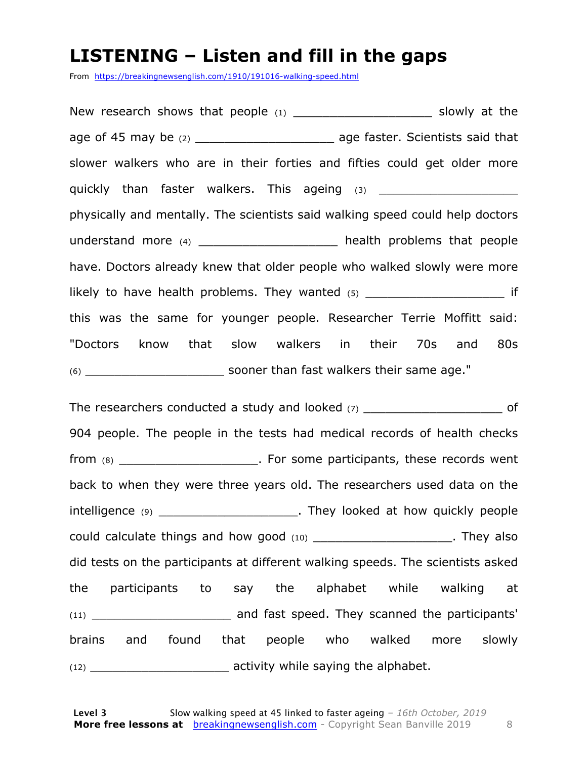# LISTENING – Listen and fill in the gaps

From https://breakingnewsenglish.com/1910/191016-walking-speed.html

New research shows that people (1) ___________________ slowly at the age of 45 may be (2) ___________________ age faster. Scientists said that slower walkers who are in their forties and fifties could get older more quickly than faster walkers. This ageing (3) ___________________ physically and mentally. The scientists said walking speed could help doctors understand more (4) ___________________ health problems that people have. Doctors already knew that older people who walked slowly were more likely to have health problems. They wanted (5) ___________________ if this was the same for younger people. Researcher Terrie Moffitt said: "Doctors know that slow walkers in their 70s and 80s (6) ___________________ sooner than fast walkers their same age."

The researchers conducted a study and looked (7) ___________________ of 904 people. The people in the tests had medical records of health checks from (8) ___________________. For some participants, these records went back to when they were three years old. The researchers used data on the intelligence (9) ___________________. They looked at how quickly people could calculate things and how good (10) ___________________. They also did tests on the participants at different walking speeds. The scientists asked the participants to say the alphabet while walking at (11) ___________________ and fast speed. They scanned the participants' brains and found that people who walked more slowly (12) ___________________ activity while saying the alphabet.

**Level 3** Slow walking speed at 45 linked to faster ageing – *16th October, 2019*
**More free lessons at** breakingnewsenglish.com - Copyright Sean Banville 2019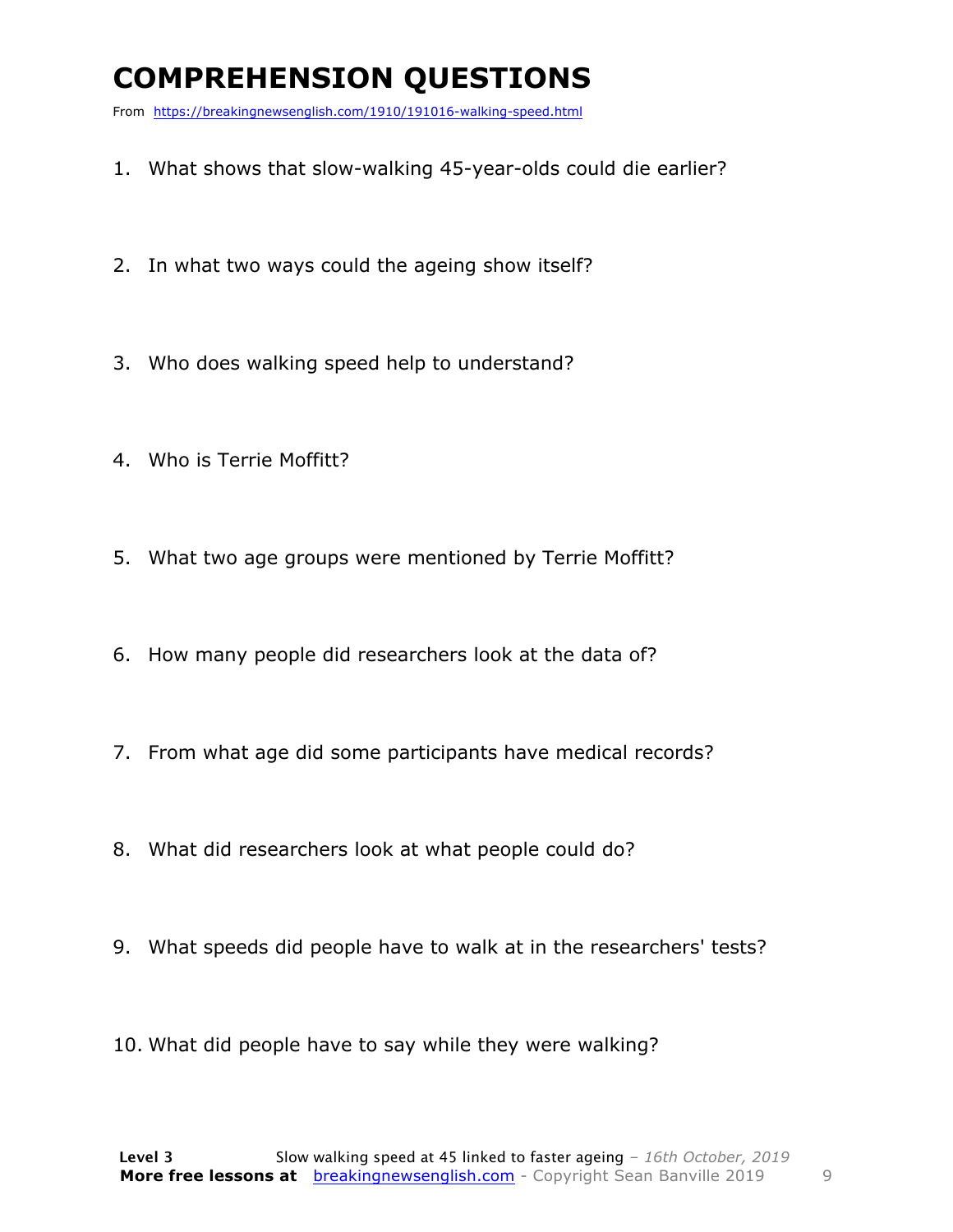# COMPREHENSION QUESTIONS

From https://breakingnewsenglish.com/1910/191016-walking-speed.html

1. What shows that slow-walking 45-year-olds could die earlier?
2. In what two ways could the ageing show itself?
3. Who does walking speed help to understand?
4. Who is Terrie Moffitt?
5. What two age groups were mentioned by Terrie Moffitt?
6. How many people did researchers look at the data of?
7. From what age did some participants have medical records?
8. What did researchers look at what people could do?
9. What speeds did people have to walk at in the researchers' tests?
10. What did people have to say while they were walking?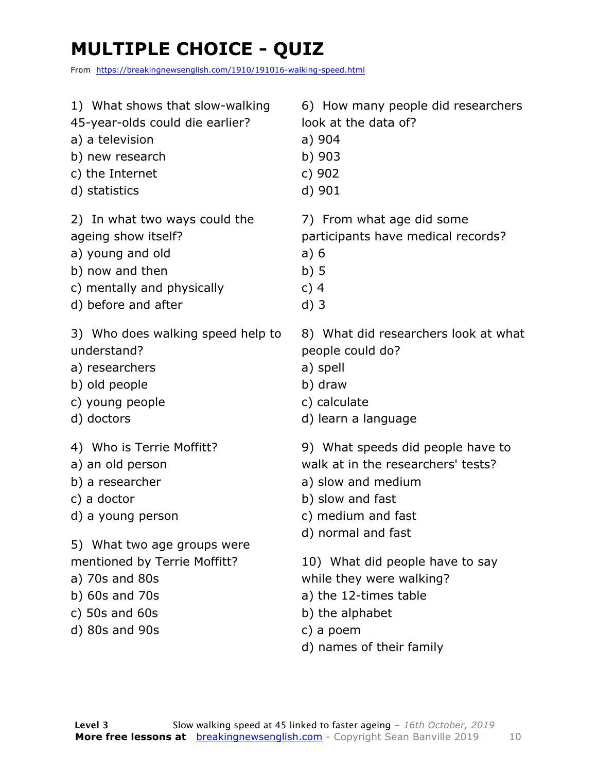# MULTIPLE CHOICE - QUIZ

From https://breakingnewsenglish.com/1910/191016-walking-speed.html

1) What shows that slow-walking 45-year-olds could die earlier?
a) a television
b) new research
c) the Internet
d) statistics

2) In what two ways could the ageing show itself?
a) young and old
b) now and then
c) mentally and physically
d) before and after

3) Who does walking speed help to understand?
a) researchers
b) old people
c) young people
d) doctors

4) Who is Terrie Moffitt?
a) an old person
b) a researcher
c) a doctor
d) a young person

5) What two age groups were mentioned by Terrie Moffitt?
a) 70s and 80s
b) 60s and 70s
c) 50s and 60s
d) 80s and 90s

6) How many people did researchers look at the data of?
a) 904
b) 903
c) 902
d) 901

7) From what age did some participants have medical records?
a) 6
b) 5
c) 4
d) 3

8) What did researchers look at what people could do?
a) spell
b) draw
c) calculate
d) learn a language

9) What speeds did people have to walk at in the researchers' tests?
a) slow and medium
b) slow and fast
c) medium and fast
d) normal and fast

10) What did people have to say while they were walking?
a) the 12-times table
b) the alphabet
c) a poem
d) names of their family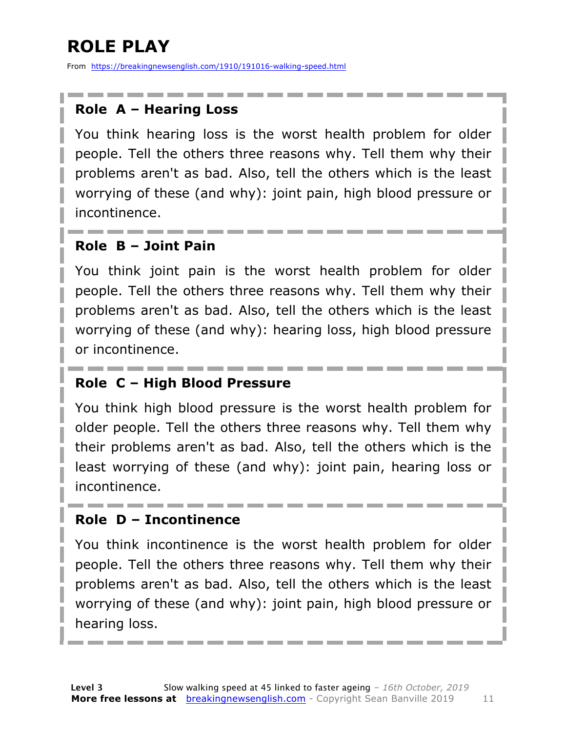# ROLE PLAY

From https://breakingnewsenglish.com/1910/191016-walking-speed.html

## Role A – Hearing Loss

You think hearing loss is the worst health problem for older people. Tell the others three reasons why. Tell them why their problems aren't as bad. Also, tell the others which is the least worrying of these (and why): joint pain, high blood pressure or incontinence.

## Role B – Joint Pain

You think joint pain is the worst health problem for older people. Tell the others three reasons why. Tell them why their problems aren't as bad. Also, tell the others which is the least worrying of these (and why): hearing loss, high blood pressure or incontinence.

## Role C – High Blood Pressure

You think high blood pressure is the worst health problem for older people. Tell the others three reasons why. Tell them why their problems aren't as bad. Also, tell the others which is the least worrying of these (and why): joint pain, hearing loss or incontinence.

## Role D – Incontinence

You think incontinence is the worst health problem for older people. Tell the others three reasons why. Tell them why their problems aren't as bad. Also, tell the others which is the least worrying of these (and why): joint pain, high blood pressure or hearing loss.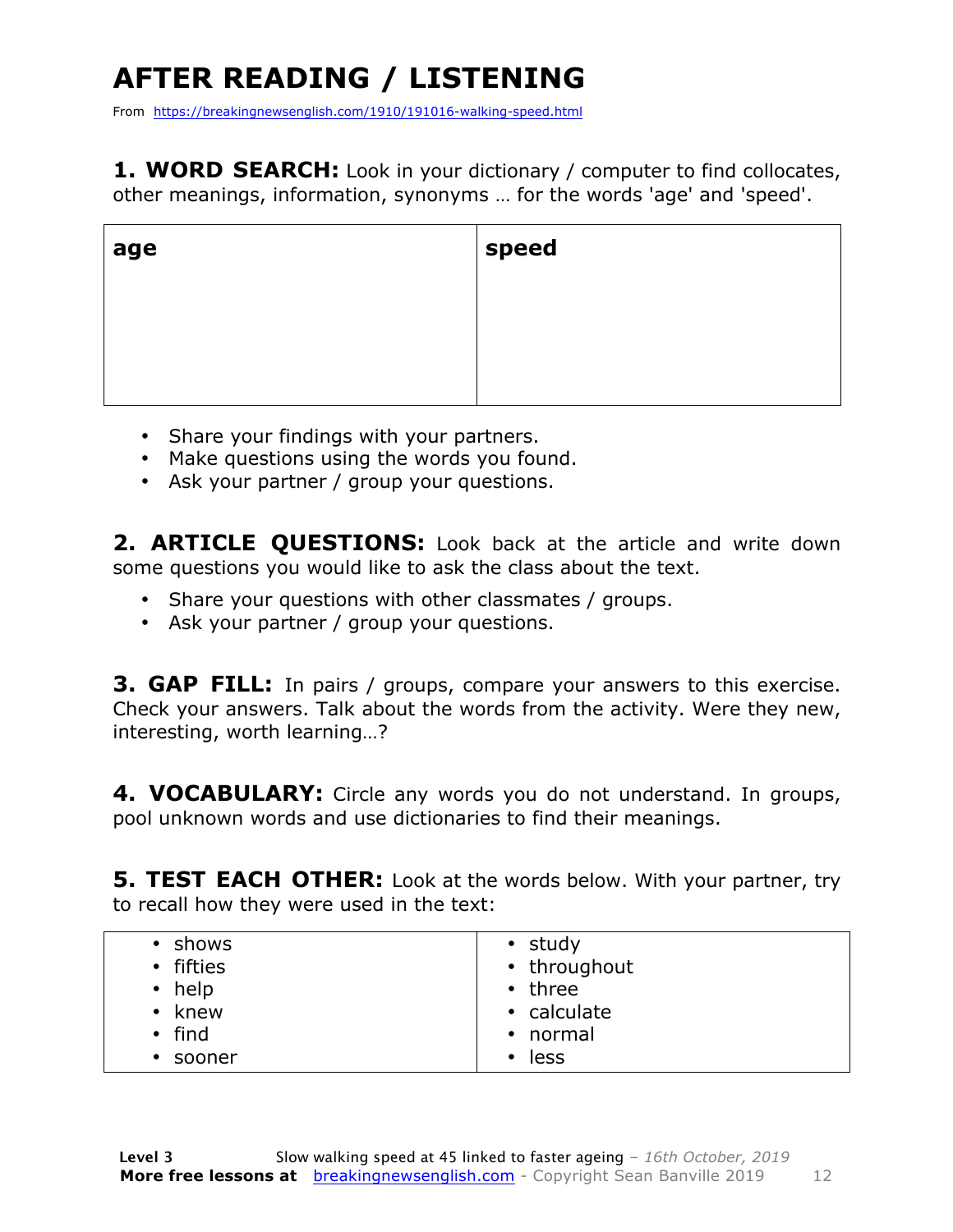# AFTER READING / LISTENING

From https://breakingnewsenglish.com/1910/191016-walking-speed.html

**1. WORD SEARCH:** Look in your dictionary / computer to find collocates, other meanings, information, synonyms … for the words 'age' and 'speed'.

| age | speed |
|---|---|
| | |

- Share your findings with your partners.
- Make questions using the words you found.
- Ask your partner / group your questions.

**2. ARTICLE QUESTIONS:** Look back at the article and write down some questions you would like to ask the class about the text.

- Share your questions with other classmates / groups.
- Ask your partner / group your questions.

**3. GAP FILL:** In pairs / groups, compare your answers to this exercise. Check your answers. Talk about the words from the activity. Were they new, interesting, worth learning…?

**4. VOCABULARY:** Circle any words you do not understand. In groups, pool unknown words and use dictionaries to find their meanings.

**5. TEST EACH OTHER:** Look at the words below. With your partner, try to recall how they were used in the text:

| | |
|---|---|
| • shows<br>• fifties<br>• help<br>• knew<br>• find<br>• sooner | • study<br>• throughout<br>• three<br>• calculate<br>• normal<br>• less |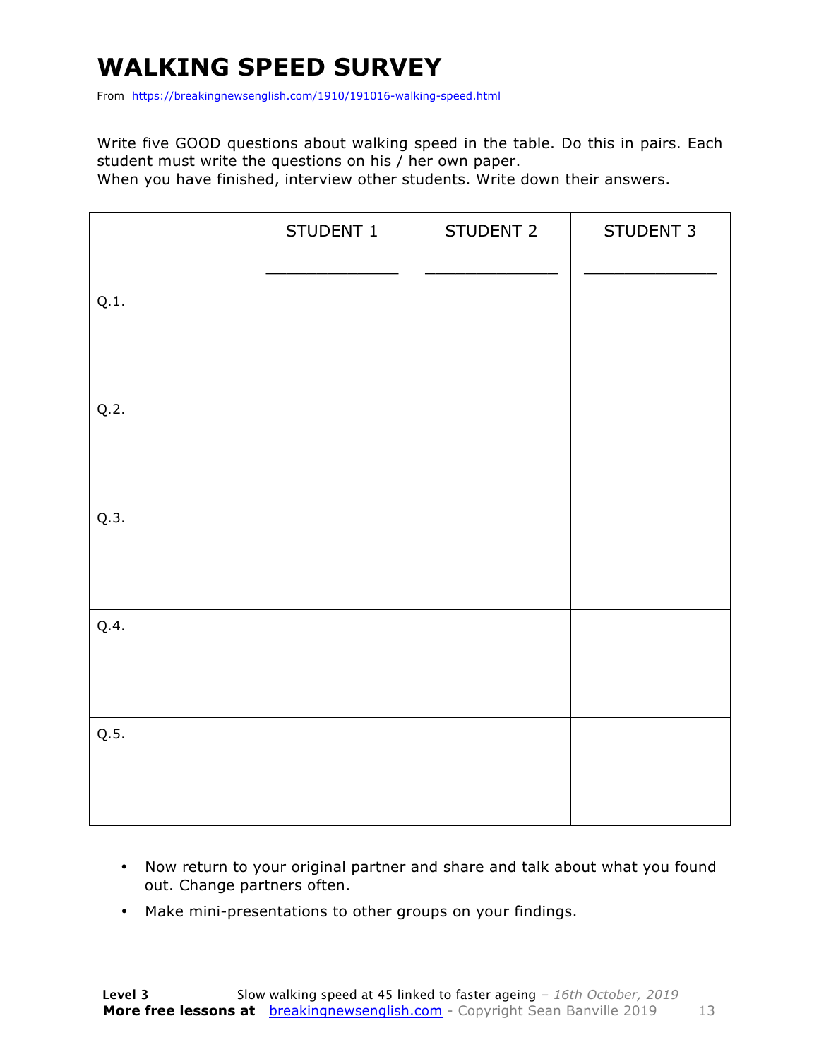# WALKING SPEED SURVEY

From https://breakingnewsenglish.com/1910/191016-walking-speed.html

Write five GOOD questions about walking speed in the table. Do this in pairs. Each student must write the questions on his / her own paper.
When you have finished, interview other students. Write down their answers.

| | STUDENT 1<br>_____________ | STUDENT 2<br>_____________ | STUDENT 3<br>_____________ |
|---|---|---|---|
| Q.1. | | | |
| Q.2. | | | |
| Q.3. | | | |
| Q.4. | | | |
| Q.5. | | | |

- Now return to your original partner and share and talk about what you found out. Change partners often.
- Make mini-presentations to other groups on your findings.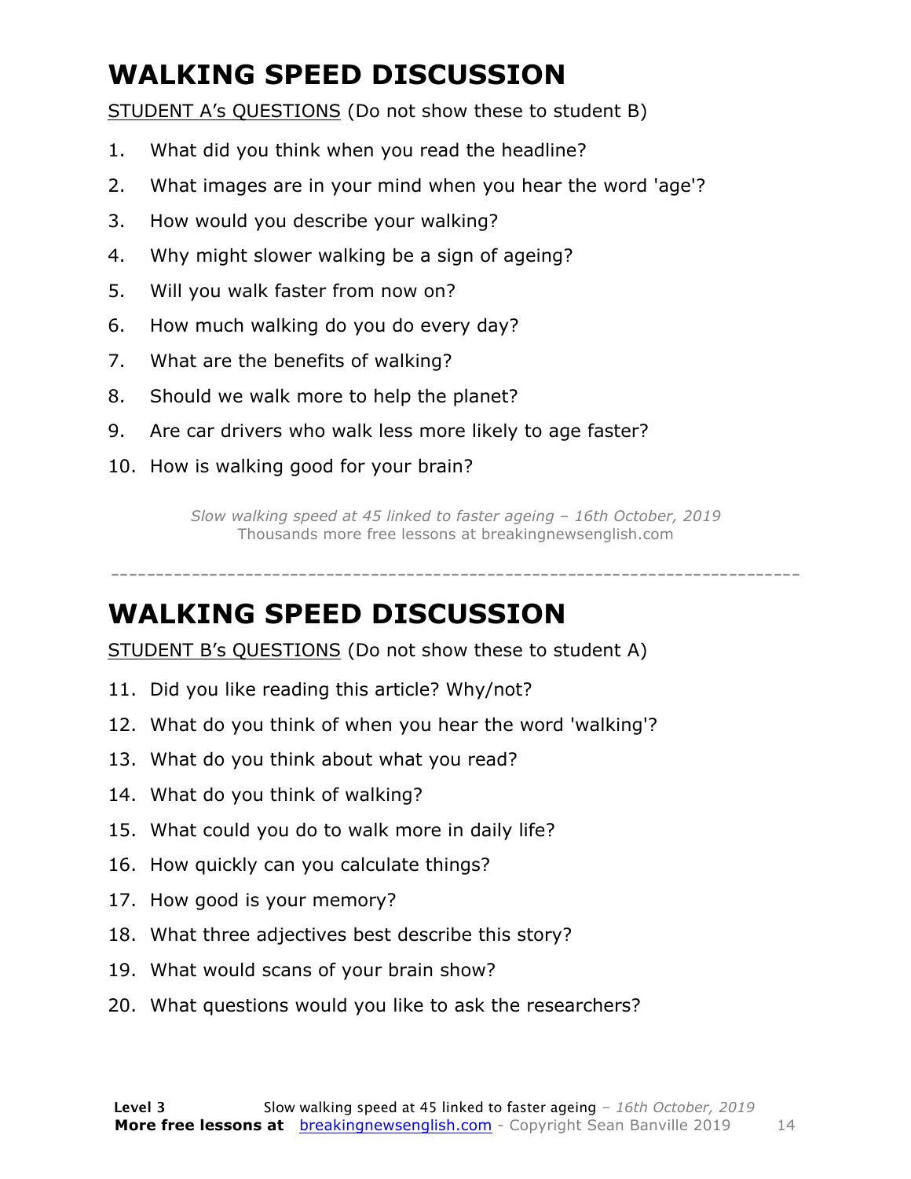# WALKING SPEED DISCUSSION

STUDENT A's QUESTIONS (Do not show these to student B)

1. What did you think when you read the headline?
2. What images are in your mind when you hear the word 'age'?
3. How would you describe your walking?
4. Why might slower walking be a sign of ageing?
5. Will you walk faster from now on?
6. How much walking do you do every day?
7. What are the benefits of walking?
8. Should we walk more to help the planet?
9. Are car drivers who walk less more likely to age faster?
10. How is walking good for your brain?

*Slow walking speed at 45 linked to faster ageing – 16th October, 2019*
Thousands more free lessons at breakingnewsenglish.com

---

# WALKING SPEED DISCUSSION

STUDENT B's QUESTIONS (Do not show these to student A)

11. Did you like reading this article? Why/not?
12. What do you think of when you hear the word 'walking'?
13. What do you think about what you read?
14. What do you think of walking?
15. What could you do to walk more in daily life?
16. How quickly can you calculate things?
17. How good is your memory?
18. What three adjectives best describe this story?
19. What would scans of your brain show?
20. What questions would you like to ask the researchers?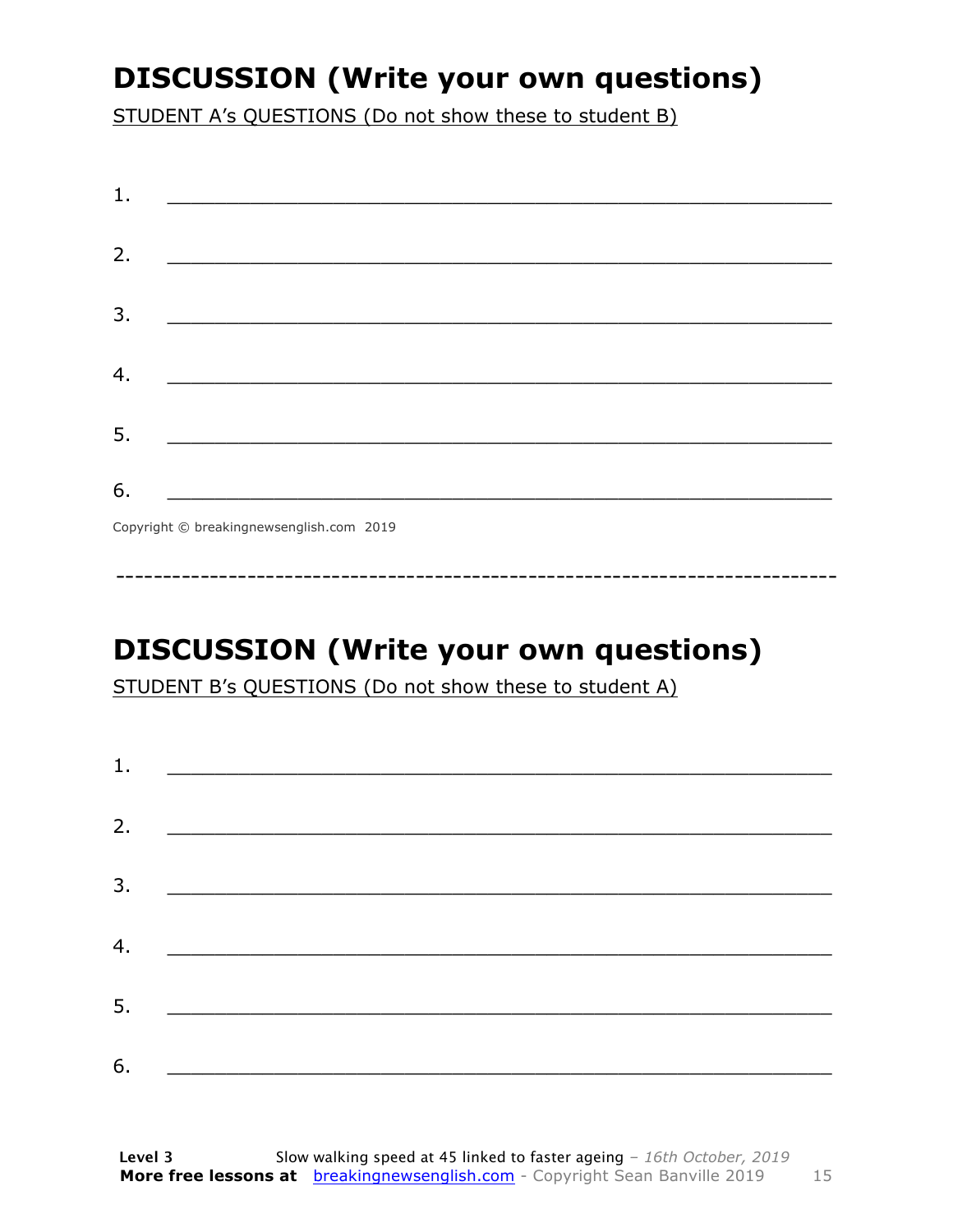## DISCUSSION (Write your own questions)

STUDENT A's QUESTIONS (Do not show these to student B)

1. ___________________________________________________________

2. ___________________________________________________________

3. ___________________________________________________________

4. ___________________________________________________________

5. ___________________________________________________________

6. ___________________________________________________________

Copyright © breakingnewsenglish.com 2019

---

## DISCUSSION (Write your own questions)

STUDENT B's QUESTIONS (Do not show these to student A)

1. ___________________________________________________________

2. ___________________________________________________________

3. ___________________________________________________________

4. ___________________________________________________________

5. ___________________________________________________________

6. ___________________________________________________________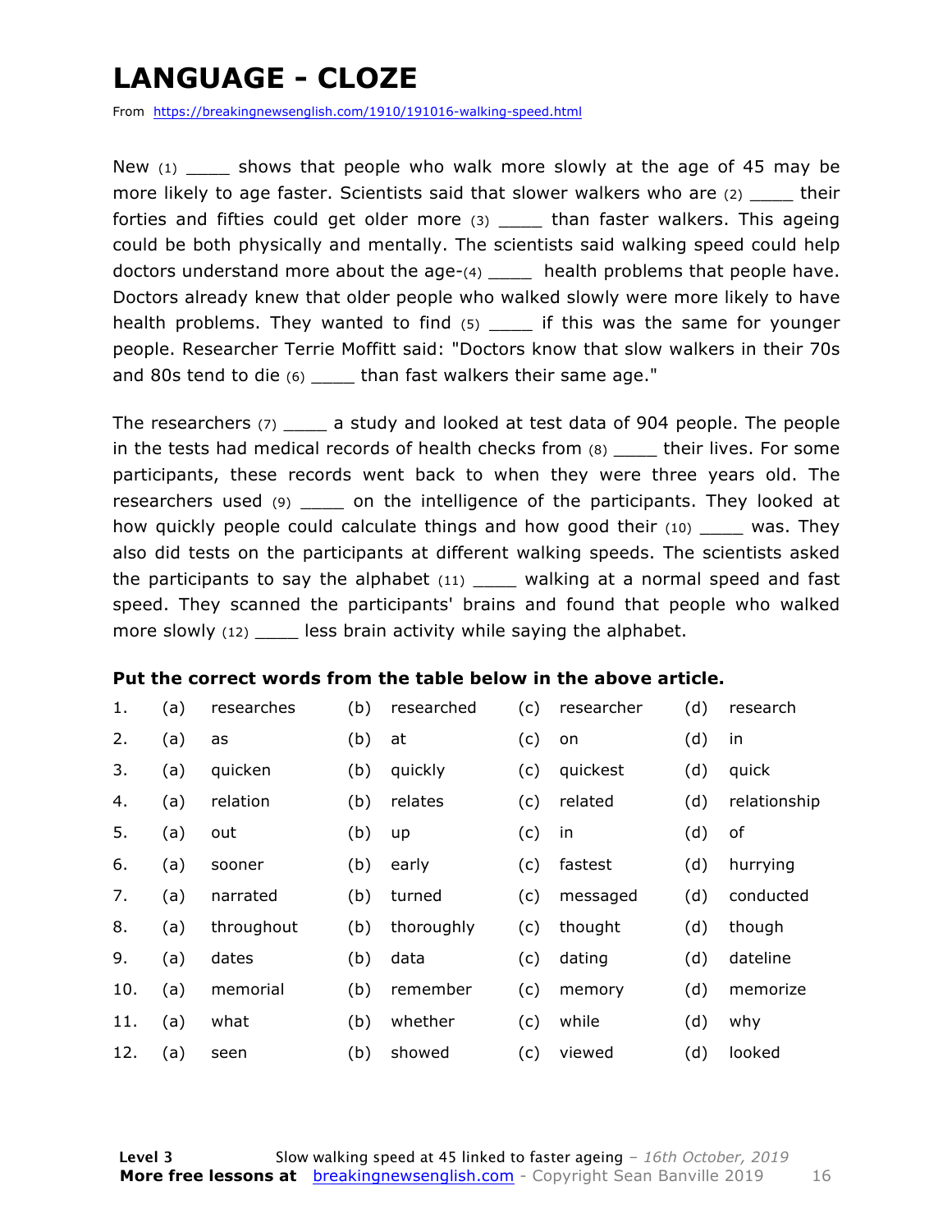# LANGUAGE - CLOZE

From https://breakingnewsenglish.com/1910/191016-walking-speed.html

New (1) ____ shows that people who walk more slowly at the age of 45 may be more likely to age faster. Scientists said that slower walkers who are (2) ____ their forties and fifties could get older more (3) ____ than faster walkers. This ageing could be both physically and mentally. The scientists said walking speed could help doctors understand more about the age-(4) ____ health problems that people have. Doctors already knew that older people who walked slowly were more likely to have health problems. They wanted to find (5) ____ if this was the same for younger people. Researcher Terrie Moffitt said: "Doctors know that slow walkers in their 70s and 80s tend to die (6) ____ than fast walkers their same age."

The researchers (7) ____ a study and looked at test data of 904 people. The people in the tests had medical records of health checks from (8) ____ their lives. For some participants, these records went back to when they were three years old. The researchers used (9) ____ on the intelligence of the participants. They looked at how quickly people could calculate things and how good their (10) ____ was. They also did tests on the participants at different walking speeds. The scientists asked the participants to say the alphabet (11) ____ walking at a normal speed and fast speed. They scanned the participants' brains and found that people who walked more slowly (12) ____ less brain activity while saying the alphabet.

**Put the correct words from the table below in the above article.**

| | | | | | | | | |
|---|---|---|---|---|---|---|---|---|
| 1. | (a) | researches | (b) | researched | (c) | researcher | (d) | research |
| 2. | (a) | as | (b) | at | (c) | on | (d) | in |
| 3. | (a) | quicken | (b) | quickly | (c) | quickest | (d) | quick |
| 4. | (a) | relation | (b) | relates | (c) | related | (d) | relationship |
| 5. | (a) | out | (b) | up | (c) | in | (d) | of |
| 6. | (a) | sooner | (b) | early | (c) | fastest | (d) | hurrying |
| 7. | (a) | narrated | (b) | turned | (c) | messaged | (d) | conducted |
| 8. | (a) | throughout | (b) | thoroughly | (c) | thought | (d) | though |
| 9. | (a) | dates | (b) | data | (c) | dating | (d) | dateline |
| 10. | (a) | memorial | (b) | remember | (c) | memory | (d) | memorize |
| 11. | (a) | what | (b) | whether | (c) | while | (d) | why |
| 12. | (a) | seen | (b) | showed | (c) | viewed | (d) | looked |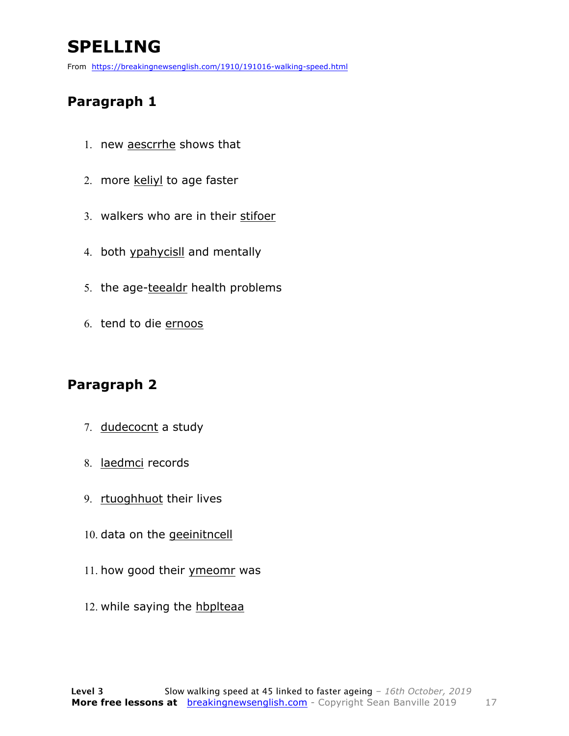# SPELLING

From https://breakingnewsenglish.com/1910/191016-walking-speed.html

## Paragraph 1

1. new aescrrhe shows that
2. more keliyl to age faster
3. walkers who are in their stifoer
4. both ypahycisll and mentally
5. the age-teealdr health problems
6. tend to die ernoos

## Paragraph 2

7. dudecocnt a study
8. laedmci records
9. rtuoghhuot their lives
10. data on the geeinitncell
11. how good their ymeomr was
12. while saying the hbplteaa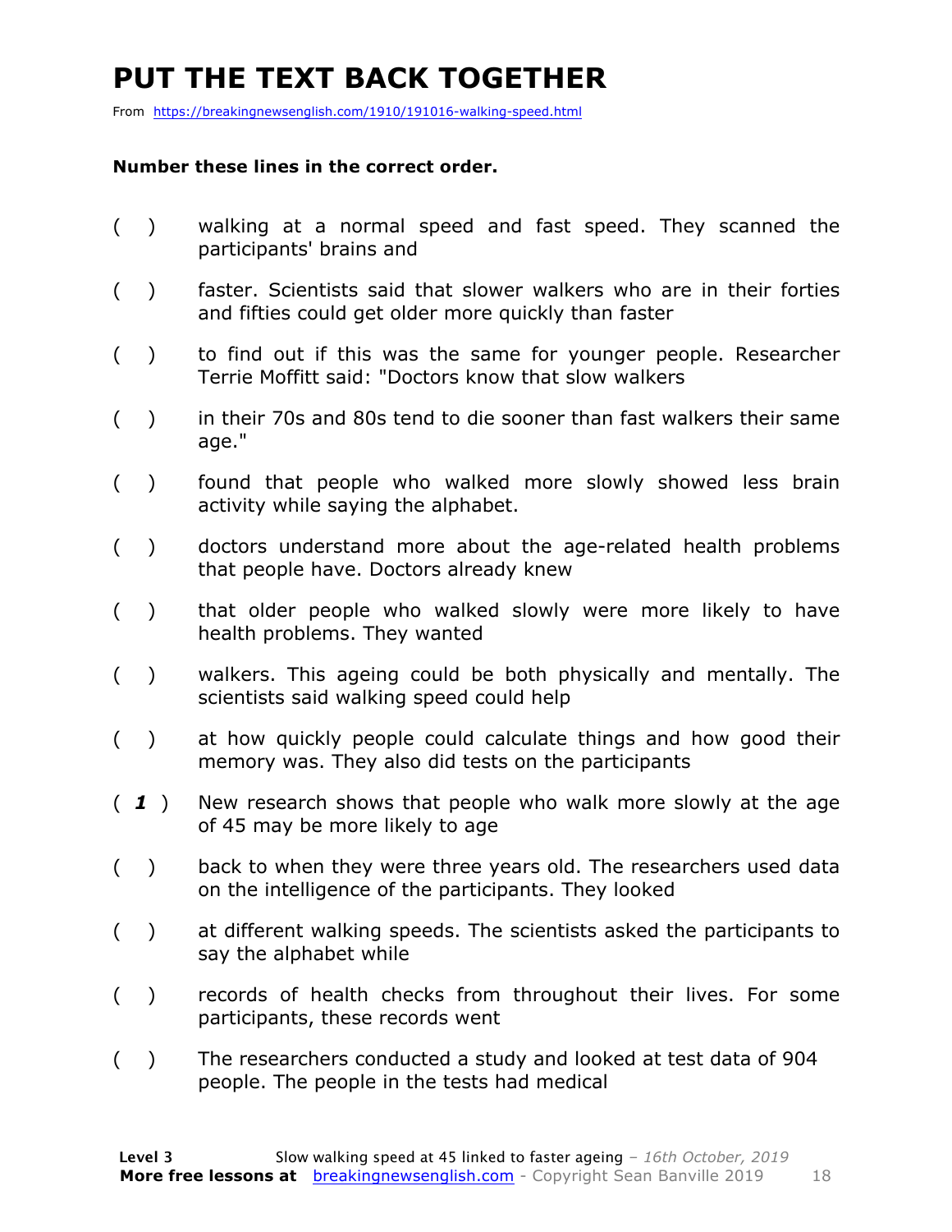# PUT THE TEXT BACK TOGETHER

From https://breakingnewsenglish.com/1910/191016-walking-speed.html

**Number these lines in the correct order.**

( ) walking at a normal speed and fast speed. They scanned the participants' brains and

( ) faster. Scientists said that slower walkers who are in their forties and fifties could get older more quickly than faster

( ) to find out if this was the same for younger people. Researcher Terrie Moffitt said: "Doctors know that slow walkers

( ) in their 70s and 80s tend to die sooner than fast walkers their same age."

( ) found that people who walked more slowly showed less brain activity while saying the alphabet.

( ) doctors understand more about the age-related health problems that people have. Doctors already knew

( ) that older people who walked slowly were more likely to have health problems. They wanted

( ) walkers. This ageing could be both physically and mentally. The scientists said walking speed could help

( ) at how quickly people could calculate things and how good their memory was. They also did tests on the participants

( ***1*** ) New research shows that people who walk more slowly at the age of 45 may be more likely to age

( ) back to when they were three years old. The researchers used data on the intelligence of the participants. They looked

( ) at different walking speeds. The scientists asked the participants to say the alphabet while

( ) records of health checks from throughout their lives. For some participants, these records went

( ) The researchers conducted a study and looked at test data of 904 people. The people in the tests had medical

**Level 3** Slow walking speed at 45 linked to faster ageing – *16th October, 2019*
**More free lessons at** breakingnewsenglish.com - Copyright Sean Banville 2019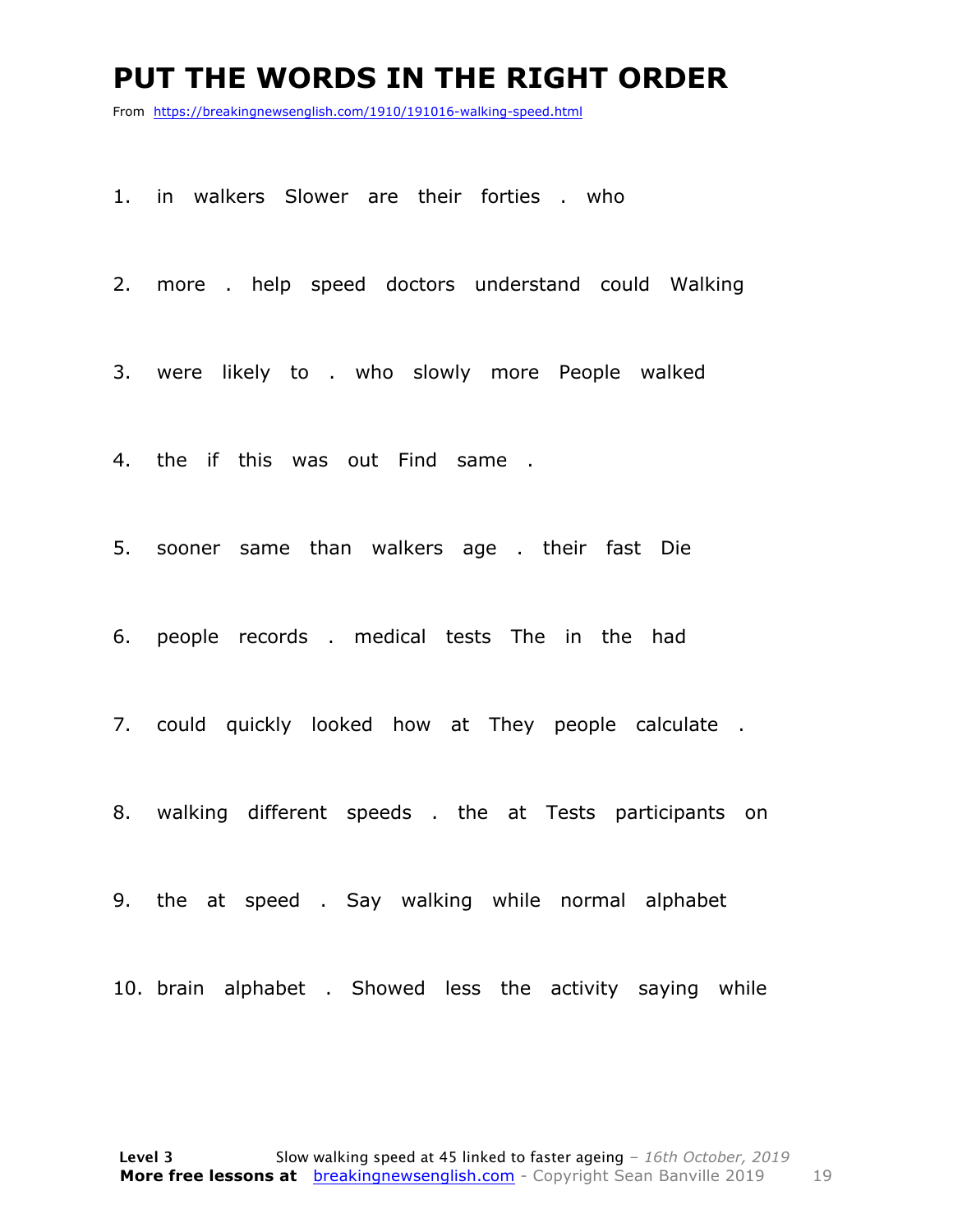# PUT THE WORDS IN THE RIGHT ORDER

From https://breakingnewsenglish.com/1910/191016-walking-speed.html

1. in walkers Slower are their forties . who

2. more . help speed doctors understand could Walking

3. were likely to . who slowly more People walked

4. the if this was out Find same .

5. sooner same than walkers age . their fast Die

6. people records . medical tests The in the had

7. could quickly looked how at They people calculate .

8. walking different speeds . the at Tests participants on

9. the at speed . Say walking while normal alphabet

10. brain alphabet . Showed less the activity saying while

**Level 3** Slow walking speed at 45 linked to faster ageing – *16th October, 2019*
**More free lessons at** breakingnewsenglish.com - Copyright Sean Banville 2019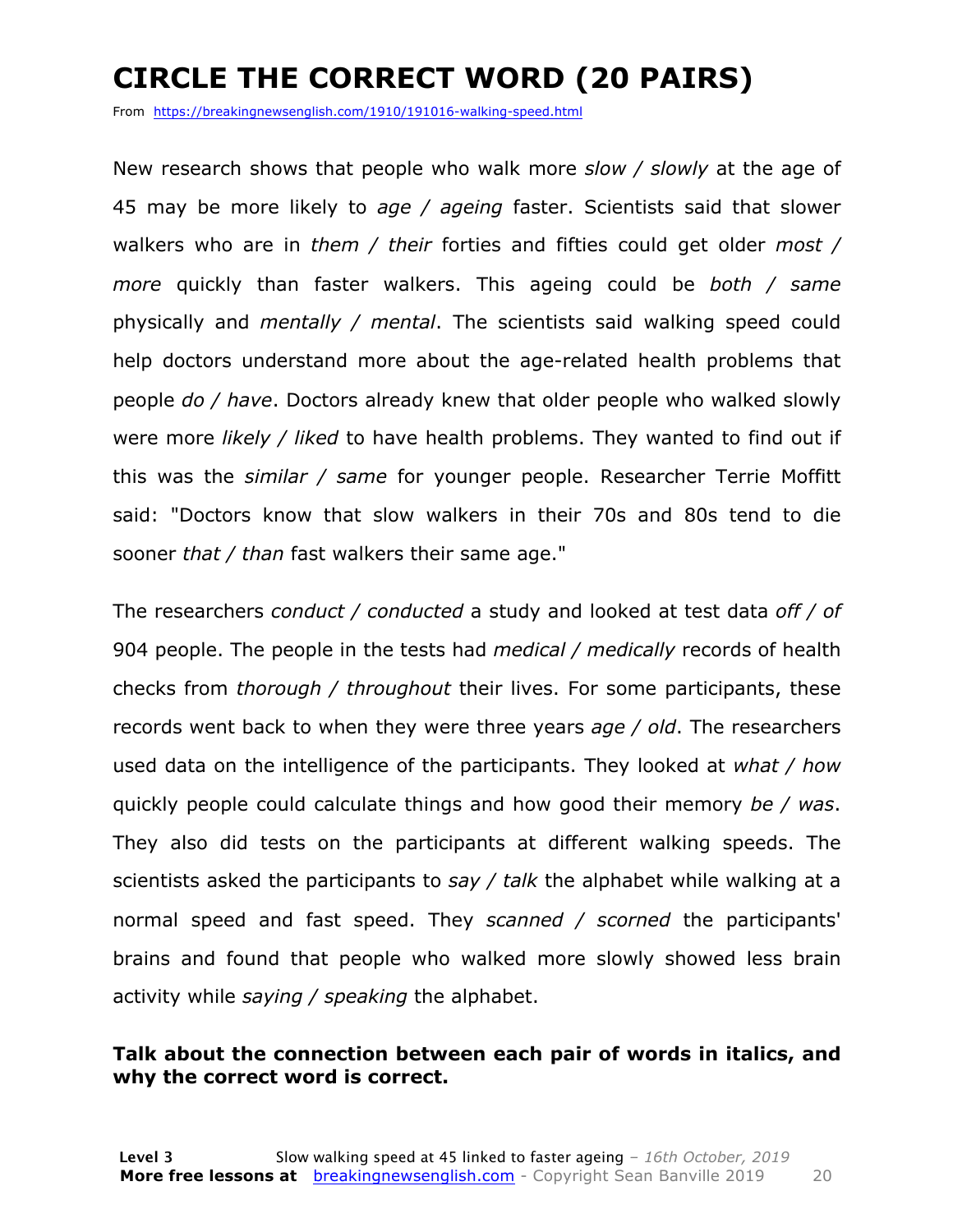# CIRCLE THE CORRECT WORD (20 PAIRS)

From https://breakingnewsenglish.com/1910/191016-walking-speed.html

New research shows that people who walk more *slow / slowly* at the age of 45 may be more likely to *age / ageing* faster. Scientists said that slower walkers who are in *them / their* forties and fifties could get older *most / more* quickly than faster walkers. This ageing could be *both / same* physically and *mentally / mental*. The scientists said walking speed could help doctors understand more about the age-related health problems that people *do / have*. Doctors already knew that older people who walked slowly were more *likely / liked* to have health problems. They wanted to find out if this was the *similar / same* for younger people. Researcher Terrie Moffitt said: "Doctors know that slow walkers in their 70s and 80s tend to die sooner *that / than* fast walkers their same age."

The researchers *conduct / conducted* a study and looked at test data *off / of* 904 people. The people in the tests had *medical / medically* records of health checks from *thorough / throughout* their lives. For some participants, these records went back to when they were three years *age / old*. The researchers used data on the intelligence of the participants. They looked at *what / how* quickly people could calculate things and how good their memory *be / was*. They also did tests on the participants at different walking speeds. The scientists asked the participants to *say / talk* the alphabet while walking at a normal speed and fast speed. They *scanned / scorned* the participants' brains and found that people who walked more slowly showed less brain activity while *saying / speaking* the alphabet.

**Talk about the connection between each pair of words in italics, and why the correct word is correct.**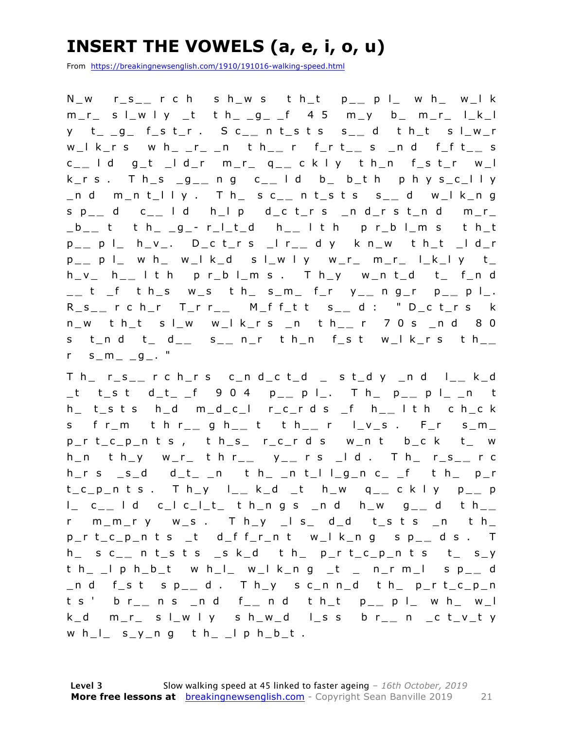# INSERT THE VOWELS (a, e, i, o, u)

From https://breakingnewsenglish.com/1910/191016-walking-speed.html

N_w r_s__rch sh_ws th_t p__pl_ wh_ w_lk m_r_ sl_wly _t th_ _g_ _f 45 m_y b_ m_r_ l_k_ly t_ _g_ f_st_r. Sc__nt_sts s__d th_t sl_w_r w_lk_rs wh_ _r_ _n th__r f_rt__s _nd f_ft__s c__ld g_t _ld_r m_r_ q__ckly th_n f_st_r w_lk_rs. Th_s _g__ng c__ld b_ b_th phys_c_lly _nd m_nt_lly. Th_ sc__nt_sts s__d w_lk_ng sp__d c__ld h_lp d_ct_rs _nd_rst_nd m_r_ _b__t th_ _g_-r_l_t_d h__lth pr_bl_ms th_t p__pl_ h_v_. D_ct_rs _lr__dy kn_w th_t _ld_r p__pl_ wh_ w_lk_d sl_wly w_r_ m_r_ l_k_ly t_ h_v_ h__lth pr_bl_ms. Th_y w_nt_d t_ f_nd __t _f th_s w_s th_ s_m_ f_r y__ng_r p__pl_. R_s__rch_r T_rr__ M_ff_tt s__d: "D_ct_rs kn_w th_t sl_w w_lk_rs _n th__r 70s _nd 80s t_nd t_ d__ s__n_r th_n f_st w_lk_rs th__r s_m_ _g_."

Th_ r_s__rch_rs c_nd_ct_d _ st_dy _nd l__k_d _t t_st d_t_ _f 904 p__pl_. Th_ p__pl_ _n th_ t_sts h_d m_d_c_l r_c_rds _f h__lth ch_cks fr_m thr__gh__t th__r l_v_s. F_r s_m_ p_rt_c_p_nts, th_s_ r_c_rds w_nt b_ck t_ wh_n th_y w_r_ thr__ y__rs _ld. Th_ r_s__rch_rs _s_d d_t_ _n th_ _nt_ll_g_nc_ _f th_ p_rt_c_p_nts. Th_y l__k_d _t h_w q__ckly p__pl_ c__ld c_lc_l_t_ th_ngs _nd h_w g__d th__r m_m_ry w_s. Th_y _ls_ d_d t_sts _n th_ p_rt_c_p_nts _t d_ff_r_nt w_lk_ng sp__ds. Th_ sc__nt_sts _sk_d th_ p_rt_c_p_nts t_ s_y th_ _lph_b_t wh_l_ w_lk_ng _t _ n_rm_l sp__d _nd f_st sp__d. Th_y sc_nn_d th_ p_rt_c_p_nts' br__ns _nd f__nd th_t p__pl_ wh_ w_lk_d m_r_ sl_wly sh_w_d l_ss br__n _ct_v_ty wh_l_ s_y_ng th_ _lph_b_t.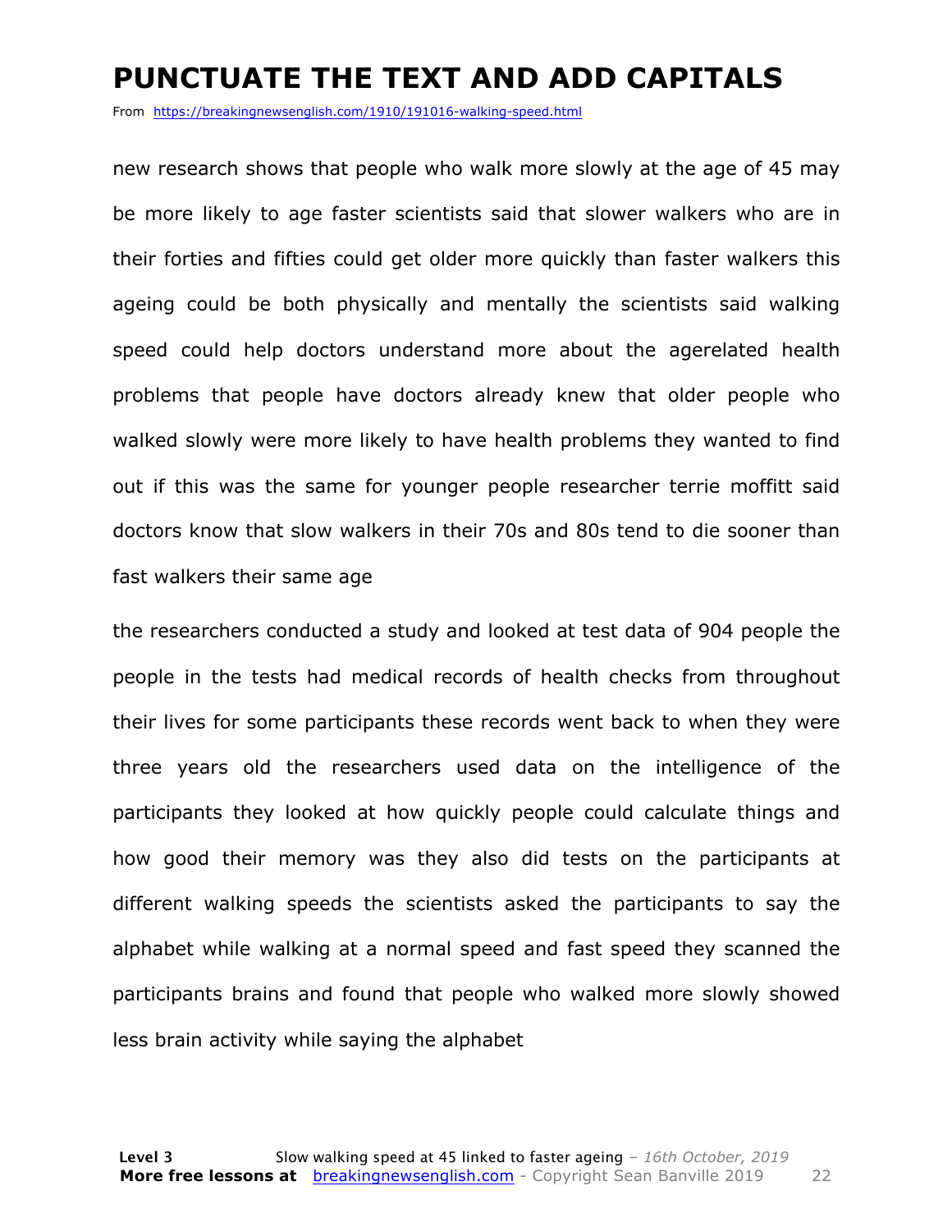# PUNCTUATE THE TEXT AND ADD CAPITALS

From https://breakingnewsenglish.com/1910/191016-walking-speed.html

new research shows that people who walk more slowly at the age of 45 may be more likely to age faster scientists said that slower walkers who are in their forties and fifties could get older more quickly than faster walkers this ageing could be both physically and mentally the scientists said walking speed could help doctors understand more about the agerelated health problems that people have doctors already knew that older people who walked slowly were more likely to have health problems they wanted to find out if this was the same for younger people researcher terrie moffitt said doctors know that slow walkers in their 70s and 80s tend to die sooner than fast walkers their same age

the researchers conducted a study and looked at test data of 904 people the people in the tests had medical records of health checks from throughout their lives for some participants these records went back to when they were three years old the researchers used data on the intelligence of the participants they looked at how quickly people could calculate things and how good their memory was they also did tests on the participants at different walking speeds the scientists asked the participants to say the alphabet while walking at a normal speed and fast speed they scanned the participants brains and found that people who walked more slowly showed less brain activity while saying the alphabet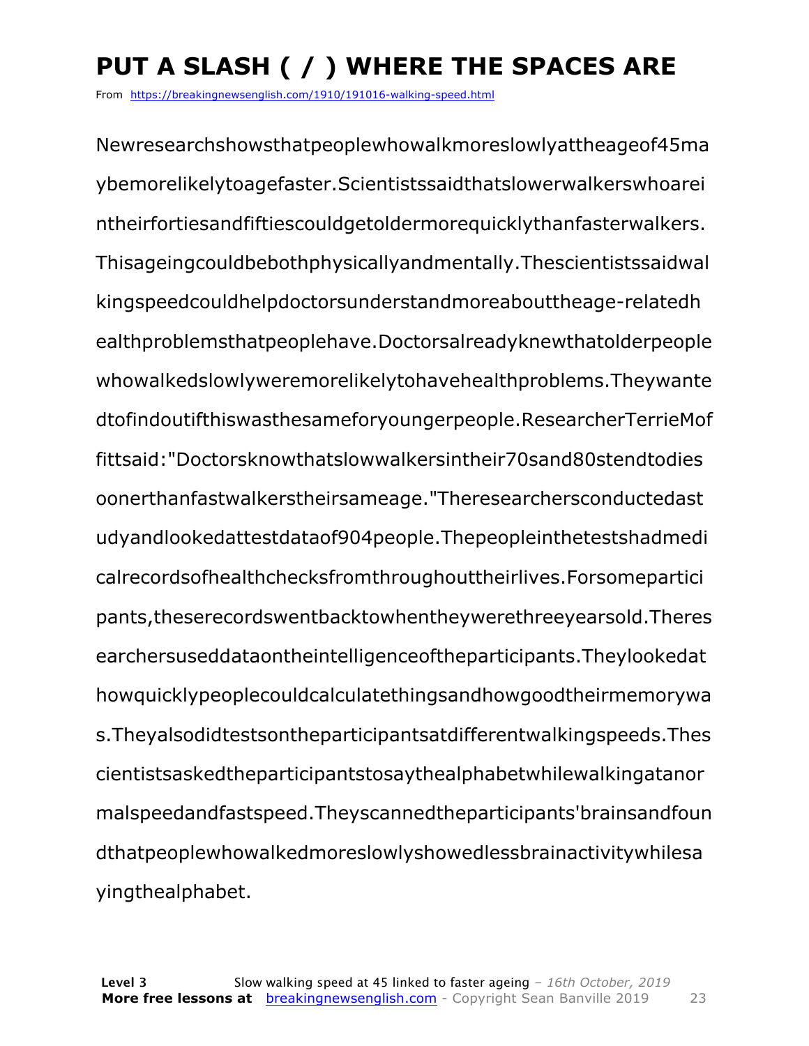# PUT A SLASH ( / ) WHERE THE SPACES ARE

From https://breakingnewsenglish.com/1910/191016-walking-speed.html

Newresearchshowsthatpeoplewhowalkmoreslowlyattheageof45ma ybemorelikelytoagefaster.Scientistssaidthatslowerwalkerswhoarei ntheirfortiesandfiftiescouldgetoldermorequicklythanfasterwalkers. Thisageingcouldbebothphysicallyandmentally.Thescientistssaidwal kingspeedcouldhelpdoctorsunderstandmoreabouttheage-relatedh ealthproblemsthatpeoplehave.Doctorsalreadyknewthatolderpeople whowalkedslowlyweremorelikelytohavehealthproblems.Theywante dtofindoutifthiswasthesameforyoungerpeople.ResearcherTerrieMof fittsaid:"Doctorsknowthatslowwalkersintheir70sand80stendtodies oonerthanfastwalkerstheirsameage."Theresearchersconductedast udyandlookedattestdataof904people.Thepeopleinthetestshadmedi calrecordsofhealthchecksfromthroughouttheirlives.Forsomepartici pants,theserecordswentbacktowhentheywerethreeyearsold.Theres earchersuseddataontheintelligenceoftheparticipants.Theylookedat howquicklypeoplecouldcalculatethingsandhowgoodtheirmemorywa s.Theyalsodidtestsontheparticipantsatdifferentwalkingspeeds.Thes cientistsaskedtheparticipantstosaythealphabetwhilewalkingatanor malspeedandfastspeed.Theyscannedtheparticipants'brainsandfoun dthatpeoplewhowalkedmoreslowlyshowedlessbrainactivitywhilesa yingthealphabet.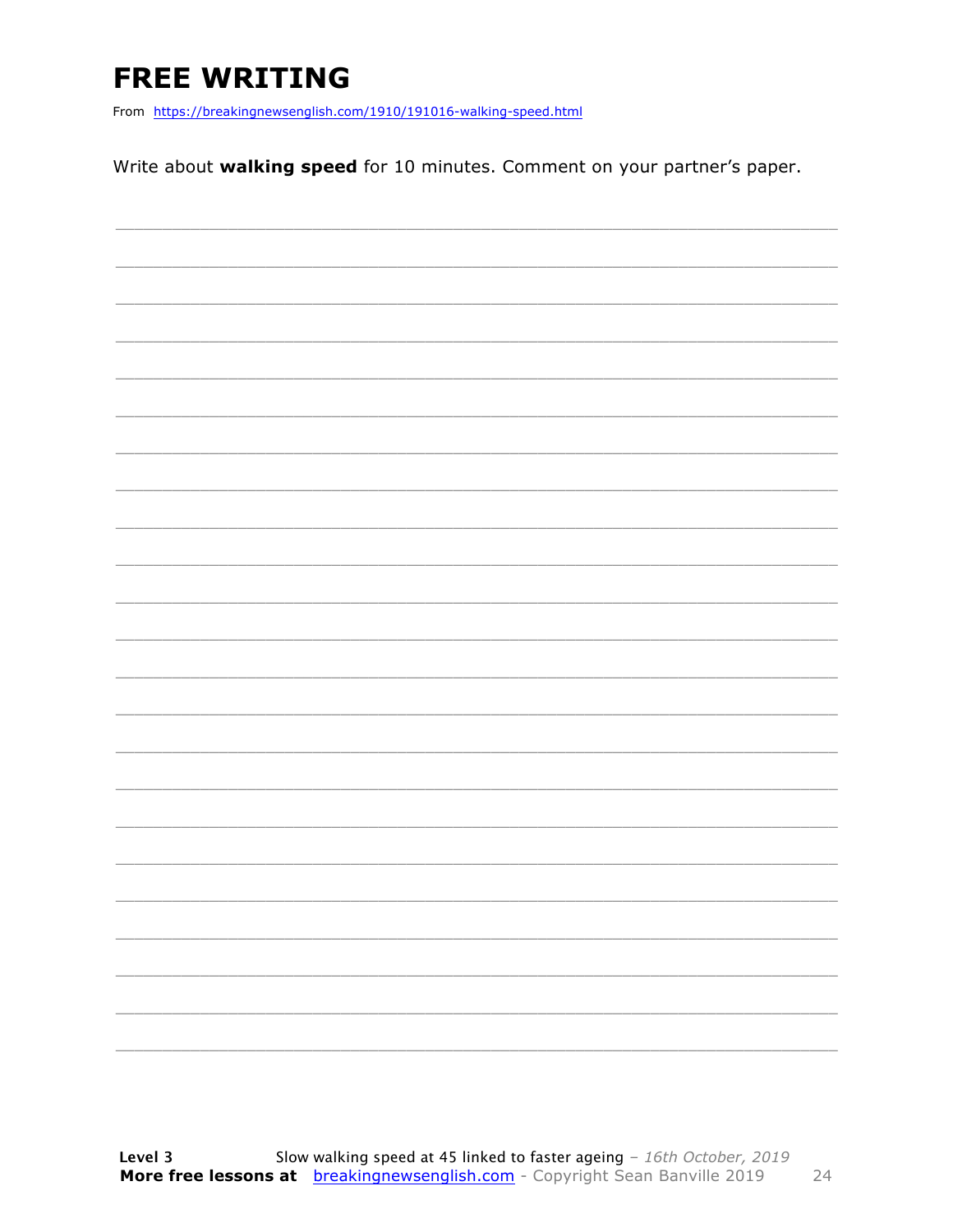# FREE WRITING

From https://breakingnewsenglish.com/1910/191016-walking-speed.html

Write about **walking speed** for 10 minutes. Comment on your partner's paper.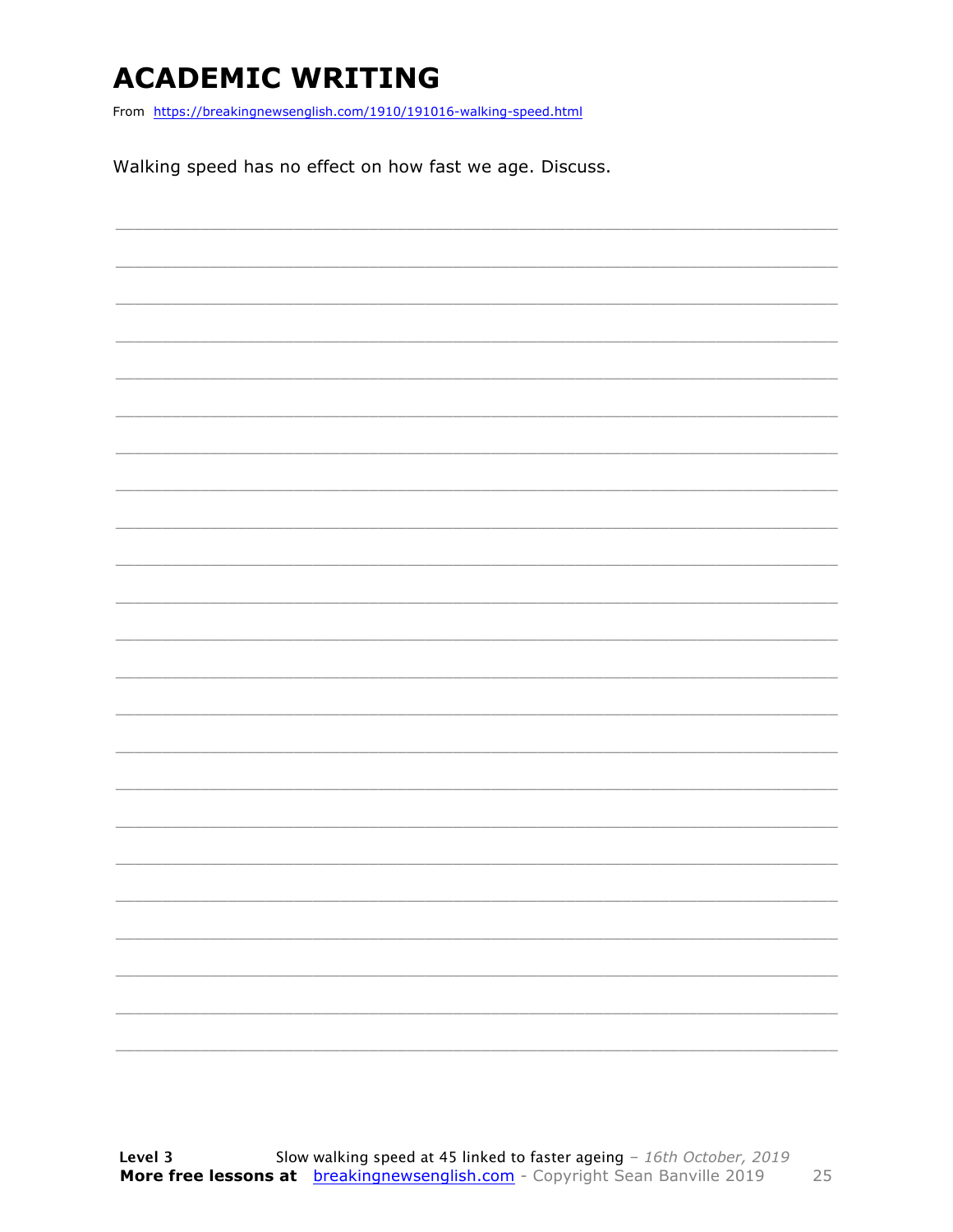# ACADEMIC WRITING

From https://breakingnewsenglish.com/1910/191016-walking-speed.html

Walking speed has no effect on how fast we age. Discuss.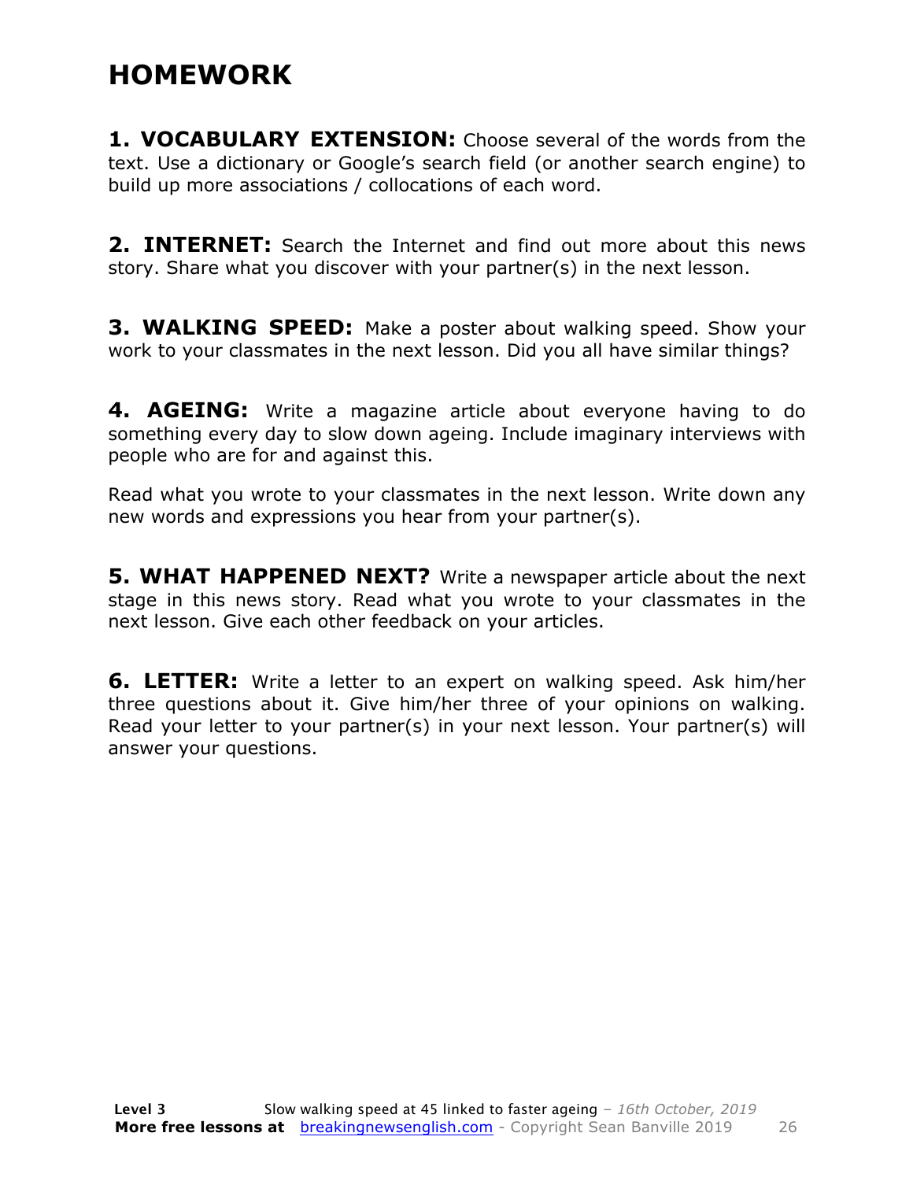# HOMEWORK

**1. VOCABULARY EXTENSION:** Choose several of the words from the text. Use a dictionary or Google's search field (or another search engine) to build up more associations / collocations of each word.

**2. INTERNET:** Search the Internet and find out more about this news story. Share what you discover with your partner(s) in the next lesson.

**3. WALKING SPEED:** Make a poster about walking speed. Show your work to your classmates in the next lesson. Did you all have similar things?

**4. AGEING:** Write a magazine article about everyone having to do something every day to slow down ageing. Include imaginary interviews with people who are for and against this.

Read what you wrote to your classmates in the next lesson. Write down any new words and expressions you hear from your partner(s).

**5. WHAT HAPPENED NEXT?** Write a newspaper article about the next stage in this news story. Read what you wrote to your classmates in the next lesson. Give each other feedback on your articles.

**6. LETTER:** Write a letter to an expert on walking speed. Ask him/her three questions about it. Give him/her three of your opinions on walking. Read your letter to your partner(s) in your next lesson. Your partner(s) will answer your questions.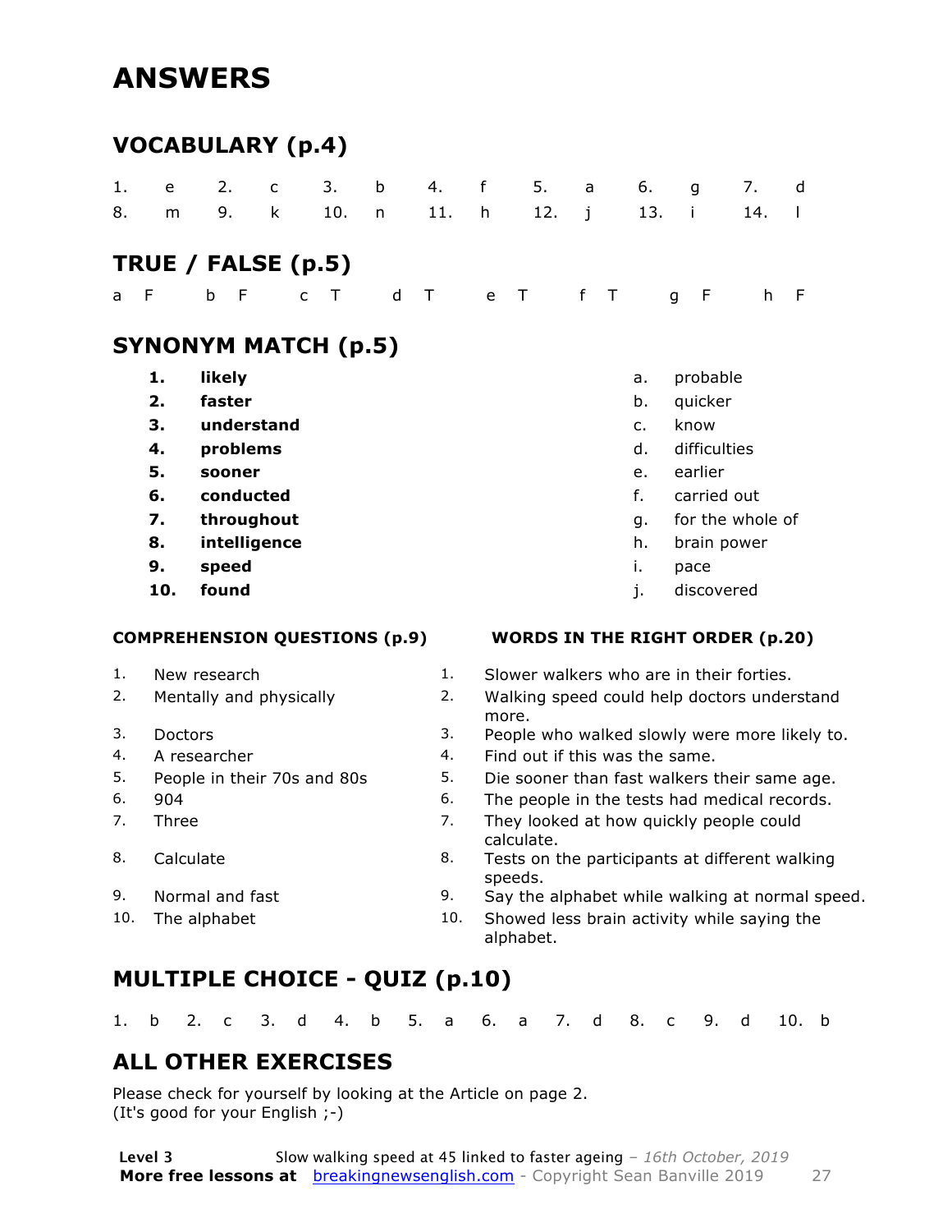# ANSWERS

## VOCABULARY (p.4)

| | | | | | | | | | | | | | |
|---|---|---|---|---|---|---|---|---|---|---|---|---|---|
| 1. | e | 2. | c | 3. | b | 4. | f | 5. | a | 6. | g | 7. | d |
| 8. | m | 9. | k | 10. | n | 11. | h | 12. | j | 13. | i | 14. | l |

## TRUE / FALSE (p.5)

a F    b F    c T    d T    e T    f T    g F    h F

## SYNONYM MATCH (p.5)

| | | | |
|---|---|---|---|
| **1.** | **likely** | a. | probable |
| **2.** | **faster** | b. | quicker |
| **3.** | **understand** | c. | know |
| **4.** | **problems** | d. | difficulties |
| **5.** | **sooner** | e. | earlier |
| **6.** | **conducted** | f. | carried out |
| **7.** | **throughout** | g. | for the whole of |
| **8.** | **intelligence** | h. | brain power |
| **9.** | **speed** | i. | pace |
| **10.** | **found** | j. | discovered |

### COMPREHENSION QUESTIONS (p.9)

1. New research
2. Mentally and physically
3. Doctors
4. A researcher
5. People in their 70s and 80s
6. 904
7. Three
8. Calculate
9. Normal and fast
10. The alphabet

### WORDS IN THE RIGHT ORDER (p.20)

1. Slower walkers who are in their forties.
2. Walking speed could help doctors understand more.
3. People who walked slowly were more likely to.
4. Find out if this was the same.
5. Die sooner than fast walkers their same age.
6. The people in the tests had medical records.
7. They looked at how quickly people could calculate.
8. Tests on the participants at different walking speeds.
9. Say the alphabet while walking at normal speed.
10. Showed less brain activity while saying the alphabet.

## MULTIPLE CHOICE - QUIZ (p.10)

1. b   2. c   3. d   4. b   5. a   6. a   7. d   8. c   9. d   10. b

## ALL OTHER EXERCISES

Please check for yourself by looking at the Article on page 2.
(It's good for your English ;-)